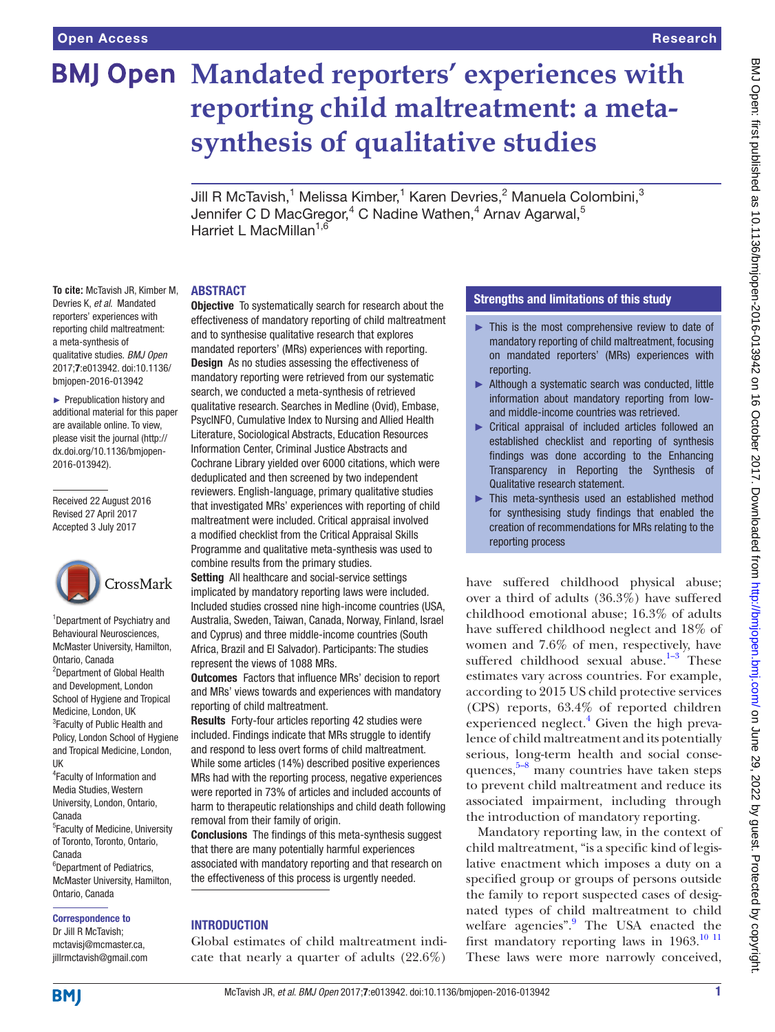# Mandated reporters' experiences with reporting child maltreatment: a meta-synthesis of qualitative studies

Jill R McTavish,[1] Melissa Kimber,[1] Karen Devries,[2] Manuela Colombini,[3] Jennifer C D MacGregor,[4] C Nadine Wathen,[4] Arnav Agarwal,[5] Harriet L MacMillan[1,6]

**To cite:** McTavish JR, Kimber M, Devries K, *et al*. Mandated reporters' experiences with reporting child maltreatment: a meta-synthesis of qualitative studies. *BMJ Open* 2017;**7**:e013942. doi:10.1136/bmjopen-2016-013942

► Prepublication history and additional material for this paper are available online. To view, please visit the journal (http://dx.doi.org/10.1136/bmjopen-2016-013942).

Received 22 August 2016
Revised 27 April 2017
Accepted 3 July 2017

[1]Department of Psychiatry and Behavioural Neurosciences, McMaster University, Hamilton, Ontario, Canada
[2]Department of Global Health and Development, London School of Hygiene and Tropical Medicine, London, UK
[3]Faculty of Public Health and Policy, London School of Hygiene and Tropical Medicine, London, UK
[4]Faculty of Information and Media Studies, Western University, London, Ontario, Canada
[5]Faculty of Medicine, University of Toronto, Toronto, Ontario, Canada
[6]Department of Pediatrics, McMaster University, Hamilton, Ontario, Canada

**Correspondence to**
Dr Jill R McTavish;
mctavisj@mcmaster.ca,
jillrmctavish@gmail.com

## ABSTRACT

**Objective** To systematically search for research about the effectiveness of mandatory reporting of child maltreatment and to synthesise qualitative research that explores mandated reporters' (MRs) experiences with reporting.

**Design** As no studies assessing the effectiveness of mandatory reporting were retrieved from our systematic search, we conducted a meta-synthesis of retrieved qualitative research. Searches in Medline (Ovid), Embase, PsycINFO, Cumulative Index to Nursing and Allied Health Literature, Sociological Abstracts, Education Resources Information Center, Criminal Justice Abstracts and Cochrane Library yielded over 6000 citations, which were deduplicated and then screened by two independent reviewers. English-language, primary qualitative studies that investigated MRs' experiences with reporting of child maltreatment were included. Critical appraisal involved a modified checklist from the Critical Appraisal Skills Programme and qualitative meta-synthesis was used to combine results from the primary studies.

**Setting** All healthcare and social-service settings implicated by mandatory reporting laws were included. Included studies crossed nine high-income countries (USA, Australia, Sweden, Taiwan, Canada, Norway, Finland, Israel and Cyprus) and three middle-income countries (South Africa, Brazil and El Salvador). Participants: The studies represent the views of 1088 MRs.

**Outcomes** Factors that influence MRs' decision to report and MRs' views towards and experiences with mandatory reporting of child maltreatment.

**Results** Forty-four articles reporting 42 studies were included. Findings indicate that MRs struggle to identify and respond to less overt forms of child maltreatment. While some articles (14%) described positive experiences MRs had with the reporting process, negative experiences were reported in 73% of articles and included accounts of harm to therapeutic relationships and child death following removal from their family of origin.

**Conclusions** The findings of this meta-synthesis suggest that there are many potentially harmful experiences associated with mandatory reporting and that research on the effectiveness of this process is urgently needed.

## Strengths and limitations of this study

- ► This is the most comprehensive review to date of mandatory reporting of child maltreatment, focusing on mandated reporters' (MRs) experiences with reporting.
- ► Although a systematic search was conducted, little information about mandatory reporting from low- and middle-income countries was retrieved.
- ► Critical appraisal of included articles followed an established checklist and reporting of synthesis findings was done according to the Enhancing Transparency in Reporting the Synthesis of Qualitative research statement.
- ► This meta-synthesis used an established method for synthesising study findings that enabled the creation of recommendations for MRs relating to the reporting process

## INTRODUCTION

Global estimates of child maltreatment indicate that nearly a quarter of adults (22.6%) have suffered childhood physical abuse; over a third of adults (36.3%) have suffered childhood emotional abuse; 16.3% of adults have suffered childhood neglect and 18% of women and 7.6% of men, respectively, have suffered childhood sexual abuse.[1–3] These estimates vary across countries. For example, according to 2015 US child protective services (CPS) reports, 63.4% of reported children experienced neglect.[4] Given the high prevalence of child maltreatment and its potentially serious, long-term health and social consequences,[5–8] many countries have taken steps to prevent child maltreatment and reduce its associated impairment, including through the introduction of mandatory reporting.

Mandatory reporting law, in the context of child maltreatment, "is a specific kind of legislative enactment which imposes a duty on a specified group or groups of persons outside the family to report suspected cases of designated types of child maltreatment to child welfare agencies".[9] The USA enacted the first mandatory reporting laws in 1963.[10 11] These laws were more narrowly conceived,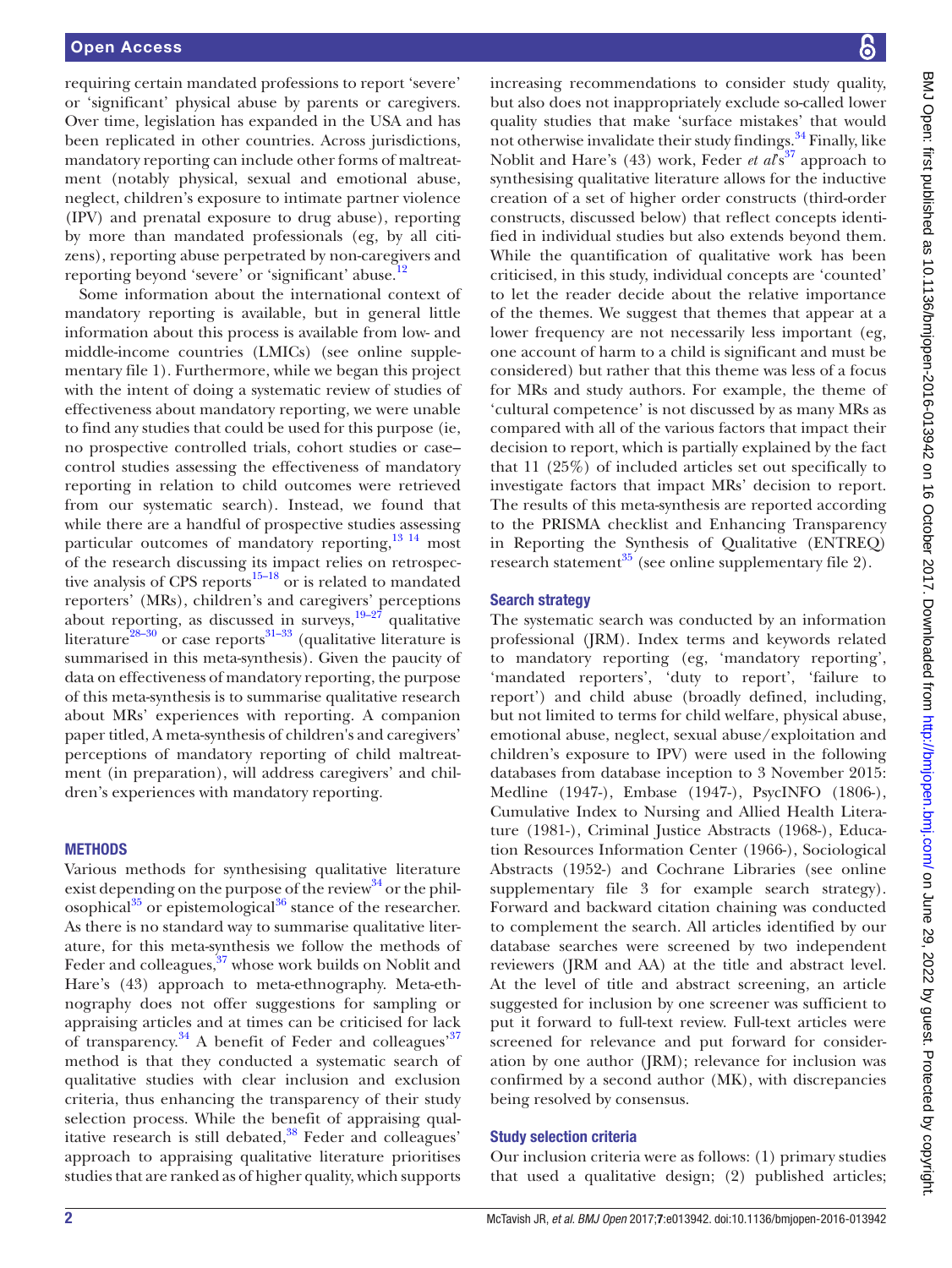requiring certain mandated professions to report 'severe' or 'significant' physical abuse by parents or caregivers. Over time, legislation has expanded in the USA and has been replicated in other countries. Across jurisdictions, mandatory reporting can include other forms of maltreatment (notably physical, sexual and emotional abuse, neglect, children's exposure to intimate partner violence (IPV) and prenatal exposure to drug abuse), reporting by more than mandated professionals (eg, by all citizens), reporting abuse perpetrated by non-caregivers and reporting beyond 'severe' or 'significant' abuse.[12]

Some information about the international context of mandatory reporting is available, but in general little information about this process is available from low- and middle-income countries (LMICs) (see online supplementary file 1). Furthermore, while we began this project with the intent of doing a systematic review of studies of effectiveness about mandatory reporting, we were unable to find any studies that could be used for this purpose (ie, no prospective controlled trials, cohort studies or case–control studies assessing the effectiveness of mandatory reporting in relation to child outcomes were retrieved from our systematic search). Instead, we found that while there are a handful of prospective studies assessing particular outcomes of mandatory reporting,[13 14] most of the research discussing its impact relies on retrospective analysis of CPS reports[15–18] or is related to mandated reporters' (MRs), children's and caregivers' perceptions about reporting, as discussed in surveys,[19–27] qualitative literature[28–30] or case reports[31–33] (qualitative literature is summarised in this meta-synthesis). Given the paucity of data on effectiveness of mandatory reporting, the purpose of this meta-synthesis is to summarise qualitative research about MRs' experiences with reporting. A companion paper titled, A meta-synthesis of children's and caregivers' perceptions of mandatory reporting of child maltreatment (in preparation), will address caregivers' and children's experiences with mandatory reporting.

## METHODS

Various methods for synthesising qualitative literature exist depending on the purpose of the review[34] or the philosophical[35] or epistemological[36] stance of the researcher. As there is no standard way to summarise qualitative literature, for this meta-synthesis we follow the methods of Feder and colleagues,[37] whose work builds on Noblit and Hare's (43) approach to meta-ethnography. Meta-ethnography does not offer suggestions for sampling or appraising articles and at times can be criticised for lack of transparency.[34] A benefit of Feder and colleagues'[37] method is that they conducted a systematic search of qualitative studies with clear inclusion and exclusion criteria, thus enhancing the transparency of their study selection process. While the benefit of appraising qualitative research is still debated,[38] Feder and colleagues' approach to appraising qualitative literature prioritises studies that are ranked as of higher quality, which supports increasing recommendations to consider study quality, but also does not inappropriately exclude so-called lower quality studies that make 'surface mistakes' that would not otherwise invalidate their study findings.[34] Finally, like Noblit and Hare's (43) work, Feder *et al*'s[37] approach to synthesising qualitative literature allows for the inductive creation of a set of higher order constructs (third-order constructs, discussed below) that reflect concepts identified in individual studies but also extends beyond them. While the quantification of qualitative work has been criticised, in this study, individual concepts are 'counted' to let the reader decide about the relative importance of the themes. We suggest that themes that appear at a lower frequency are not necessarily less important (eg, one account of harm to a child is significant and must be considered) but rather that this theme was less of a focus for MRs and study authors. For example, the theme of 'cultural competence' is not discussed by as many MRs as compared with all of the various factors that impact their decision to report, which is partially explained by the fact that 11 (25%) of included articles set out specifically to investigate factors that impact MRs' decision to report. The results of this meta-synthesis are reported according to the PRISMA checklist and Enhancing Transparency in Reporting the Synthesis of Qualitative (ENTREQ) research statement[35] (see online supplementary file 2).

### Search strategy

The systematic search was conducted by an information professional (JRM). Index terms and keywords related to mandatory reporting (eg, 'mandatory reporting', 'mandated reporters', 'duty to report', 'failure to report') and child abuse (broadly defined, including, but not limited to terms for child welfare, physical abuse, emotional abuse, neglect, sexual abuse/exploitation and children's exposure to IPV) were used in the following databases from database inception to 3 November 2015: Medline (1947-), Embase (1947-), PsycINFO (1806-), Cumulative Index to Nursing and Allied Health Literature (1981-), Criminal Justice Abstracts (1968-), Education Resources Information Center (1966-), Sociological Abstracts (1952-) and Cochrane Libraries (see online supplementary file 3 for example search strategy). Forward and backward citation chaining was conducted to complement the search. All articles identified by our database searches were screened by two independent reviewers (JRM and AA) at the title and abstract level. At the level of title and abstract screening, an article suggested for inclusion by one screener was sufficient to put it forward to full-text review. Full-text articles were screened for relevance and put forward for consideration by one author (JRM); relevance for inclusion was confirmed by a second author (MK), with discrepancies being resolved by consensus.

### Study selection criteria

Our inclusion criteria were as follows: (1) primary studies that used a qualitative design; (2) published articles;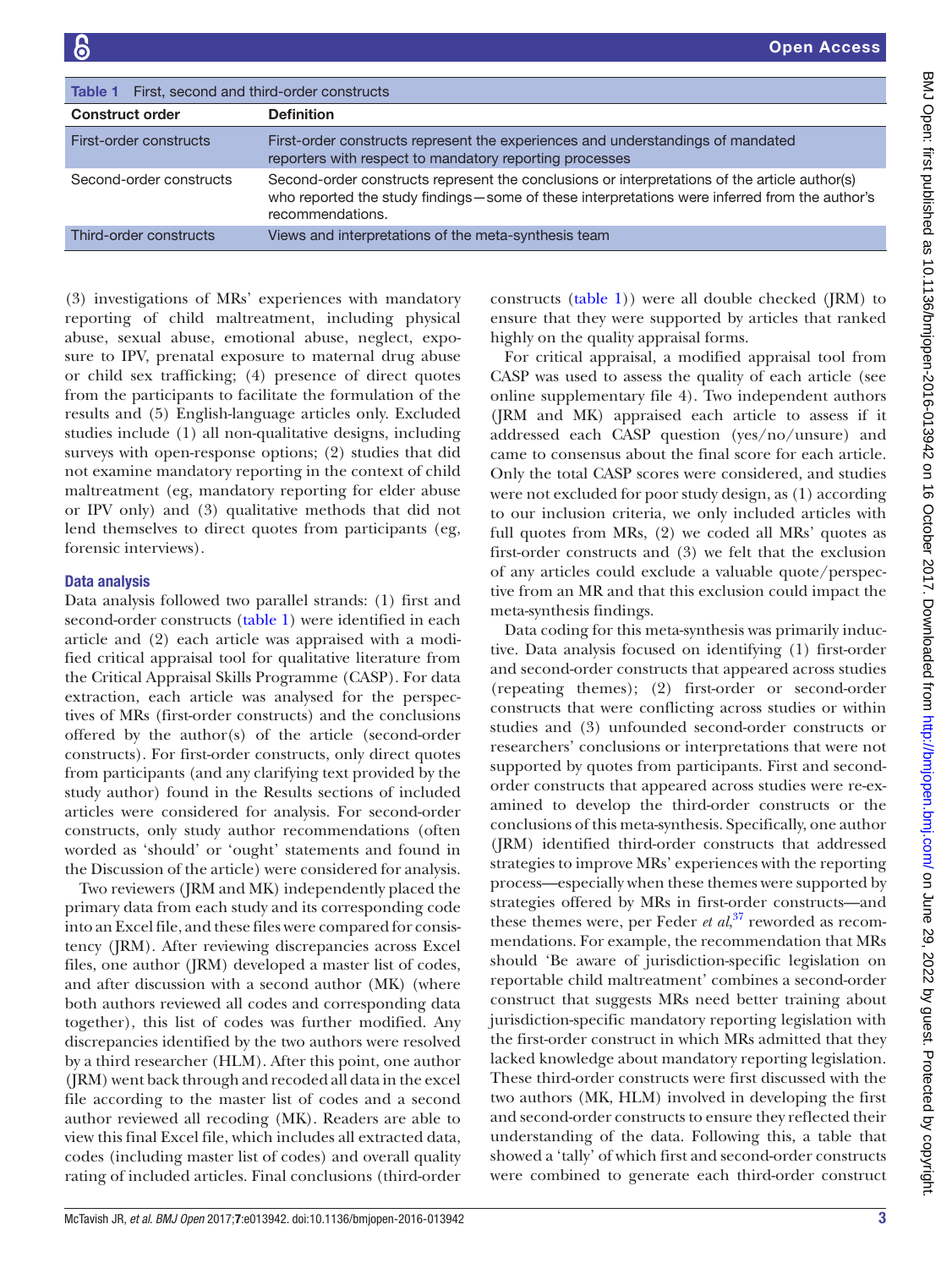Table 1 First, second and third-order constructs

| Construct order | Definition |
|---|---|
| First-order constructs | First-order constructs represent the experiences and understandings of mandated reporters with respect to mandatory reporting processes |
| Second-order constructs | Second-order constructs represent the conclusions or interpretations of the article author(s) who reported the study findings—some of these interpretations were inferred from the author's recommendations. |
| Third-order constructs | Views and interpretations of the meta-synthesis team |

(3) investigations of MRs' experiences with mandatory reporting of child maltreatment, including physical abuse, sexual abuse, emotional abuse, neglect, exposure to IPV, prenatal exposure to maternal drug abuse or child sex trafficking; (4) presence of direct quotes from the participants to facilitate the formulation of the results and (5) English-language articles only. Excluded studies include (1) all non-qualitative designs, including surveys with open-response options; (2) studies that did not examine mandatory reporting in the context of child maltreatment (eg, mandatory reporting for elder abuse or IPV only) and (3) qualitative methods that did not lend themselves to direct quotes from participants (eg, forensic interviews).

### Data analysis

Data analysis followed two parallel strands: (1) first and second-order constructs (table 1) were identified in each article and (2) each article was appraised with a modified critical appraisal tool for qualitative literature from the Critical Appraisal Skills Programme (CASP). For data extraction, each article was analysed for the perspectives of MRs (first-order constructs) and the conclusions offered by the author(s) of the article (second-order constructs). For first-order constructs, only direct quotes from participants (and any clarifying text provided by the study author) found in the Results sections of included articles were considered for analysis. For second-order constructs, only study author recommendations (often worded as 'should' or 'ought' statements and found in the Discussion of the article) were considered for analysis.

Two reviewers (JRM and MK) independently placed the primary data from each study and its corresponding code into an Excel file, and these files were compared for consistency (JRM). After reviewing discrepancies across Excel files, one author (JRM) developed a master list of codes, and after discussion with a second author (MK) (where both authors reviewed all codes and corresponding data together), this list of codes was further modified. Any discrepancies identified by the two authors were resolved by a third researcher (HLM). After this point, one author (JRM) went back through and recoded all data in the excel file according to the master list of codes and a second author reviewed all recoding (MK). Readers are able to view this final Excel file, which includes all extracted data, codes (including master list of codes) and overall quality rating of included articles. Final conclusions (third-order constructs (table 1)) were all double checked (JRM) to ensure that they were supported by articles that ranked highly on the quality appraisal forms.

For critical appraisal, a modified appraisal tool from CASP was used to assess the quality of each article (see online supplementary file 4). Two independent authors (JRM and MK) appraised each article to assess if it addressed each CASP question (yes/no/unsure) and came to consensus about the final score for each article. Only the total CASP scores were considered, and studies were not excluded for poor study design, as (1) according to our inclusion criteria, we only included articles with full quotes from MRs, (2) we coded all MRs' quotes as first-order constructs and (3) we felt that the exclusion of any articles could exclude a valuable quote/perspective from an MR and that this exclusion could impact the meta-synthesis findings.

Data coding for this meta-synthesis was primarily inductive. Data analysis focused on identifying (1) first-order and second-order constructs that appeared across studies (repeating themes); (2) first-order or second-order constructs that were conflicting across studies or within studies and (3) unfounded second-order constructs or researchers' conclusions or interpretations that were not supported by quotes from participants. First and second-order constructs that appeared across studies were re-examined to develop the third-order constructs or the conclusions of this meta-synthesis. Specifically, one author (JRM) identified third-order constructs that addressed strategies to improve MRs' experiences with the reporting process—especially when these themes were supported by strategies offered by MRs in first-order constructs—and these themes were, per Feder *et al*,[37] reworded as recommendations. For example, the recommendation that MRs should 'Be aware of jurisdiction-specific legislation on reportable child maltreatment' combines a second-order construct that suggests MRs need better training about jurisdiction-specific mandatory reporting legislation with the first-order construct in which MRs admitted that they lacked knowledge about mandatory reporting legislation. These third-order constructs were first discussed with the two authors (MK, HLM) involved in developing the first and second-order constructs to ensure they reflected their understanding of the data. Following this, a table that showed a 'tally' of which first and second-order constructs were combined to generate each third-order construct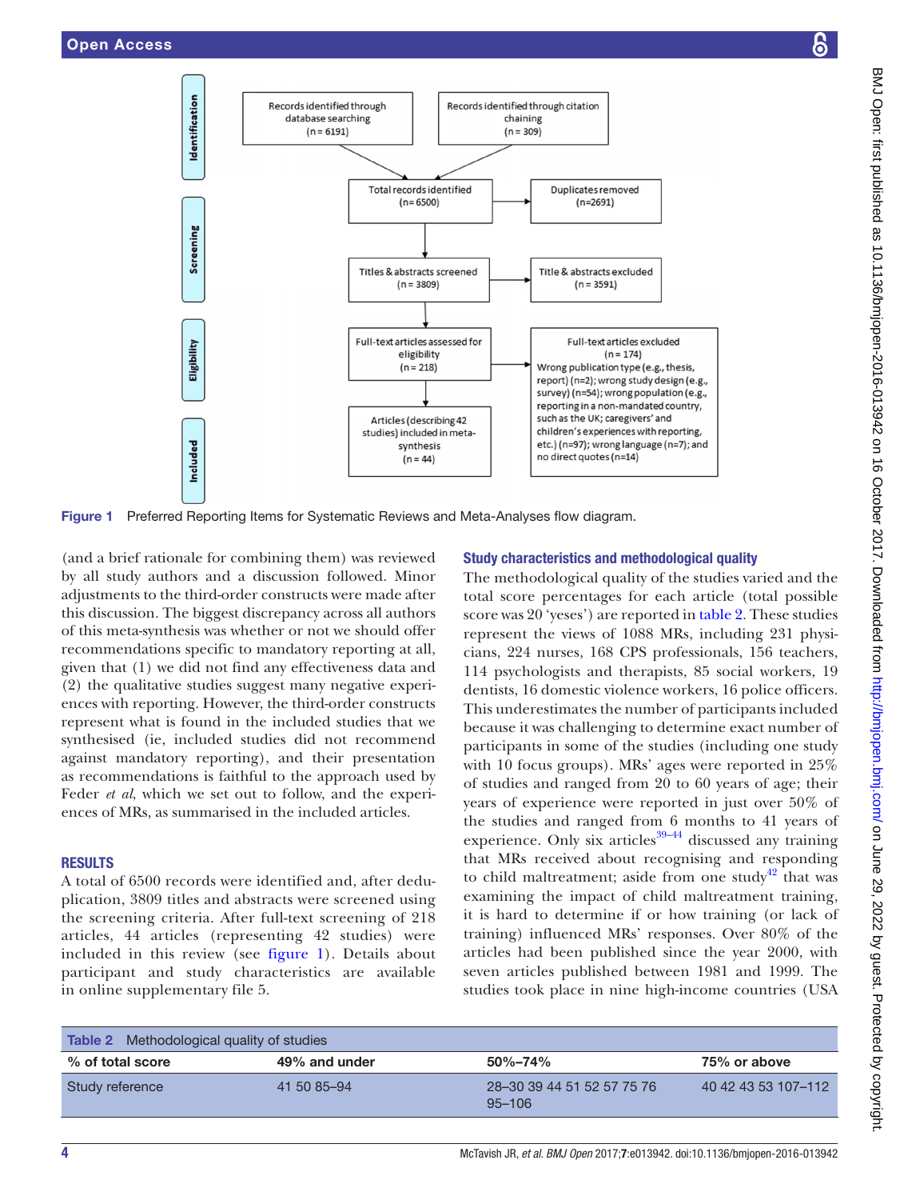Identification

Records identified through database searching (n = 6191)

Records identified through citation chaining (n = 309)

Screening

Total records identified (n= 6500)

Duplicates removed (n=2691)

Titles & abstracts screened (n = 3809)

Title & abstracts excluded (n = 3591)

Eligibility

Full-text articles assessed for eligibility (n = 218)

Full-text articles excluded (n = 174)
Wrong publication type (e.g., thesis, report) (n=2); wrong study design (e.g., survey) (n=54); wrong population (e.g., reporting in a non-mandated country, such as the UK; caregivers' and children's experiences with reporting, etc.) (n=97); wrong language (n=7); and no direct quotes (n=14)

Included

Articles (describing 42 studies) included in meta-synthesis (n = 44)

**Figure 1** Preferred Reporting Items for Systematic Reviews and Meta-Analyses flow diagram.

(and a brief rationale for combining them) was reviewed by all study authors and a discussion followed. Minor adjustments to the third-order constructs were made after this discussion. The biggest discrepancy across all authors of this meta-synthesis was whether or not we should offer recommendations specific to mandatory reporting at all, given that (1) we did not find any effectiveness data and (2) the qualitative studies suggest many negative experiences with reporting. However, the third-order constructs represent what is found in the included studies that we synthesised (ie, included studies did not recommend against mandatory reporting), and their presentation as recommendations is faithful to the approach used by Feder *et al*, which we set out to follow, and the experiences of MRs, as summarised in the included articles.

## RESULTS

A total of 6500 records were identified and, after deduplication, 3809 titles and abstracts were screened using the screening criteria. After full-text screening of 218 articles, 44 articles (representing 42 studies) were included in this review (see figure 1). Details about participant and study characteristics are available in online supplementary file 5.

### Study characteristics and methodological quality

The methodological quality of the studies varied and the total score percentages for each article (total possible score was 20 'yeses') are reported in table 2. These studies represent the views of 1088 MRs, including 231 physicians, 224 nurses, 168 CPS professionals, 156 teachers, 114 psychologists and therapists, 85 social workers, 19 dentists, 16 domestic violence workers, 16 police officers. This underestimates the number of participants included because it was challenging to determine exact number of participants in some of the studies (including one study with 10 focus groups). MRs' ages were reported in 25% of studies and ranged from 20 to 60 years of age; their years of experience were reported in just over 50% of the studies and ranged from 6 months to 41 years of experience. Only six articles[39–44] discussed any training that MRs received about recognising and responding to child maltreatment; aside from one study[42] that was examining the impact of child maltreatment training, it is hard to determine if or how training (or lack of training) influenced MRs' responses. Over 80% of the articles had been published since the year 2000, with seven articles published between 1981 and 1999. The studies took place in nine high-income countries (USA

**Table 2** Methodological quality of studies

| % of total score | 49% and under | 50%–74% | 75% or above |
|---|---|---|---|
| Study reference | 41 50 85–94 | 28–30 39 44 51 52 57 75 76 95–106 | 40 42 43 53 107–112 |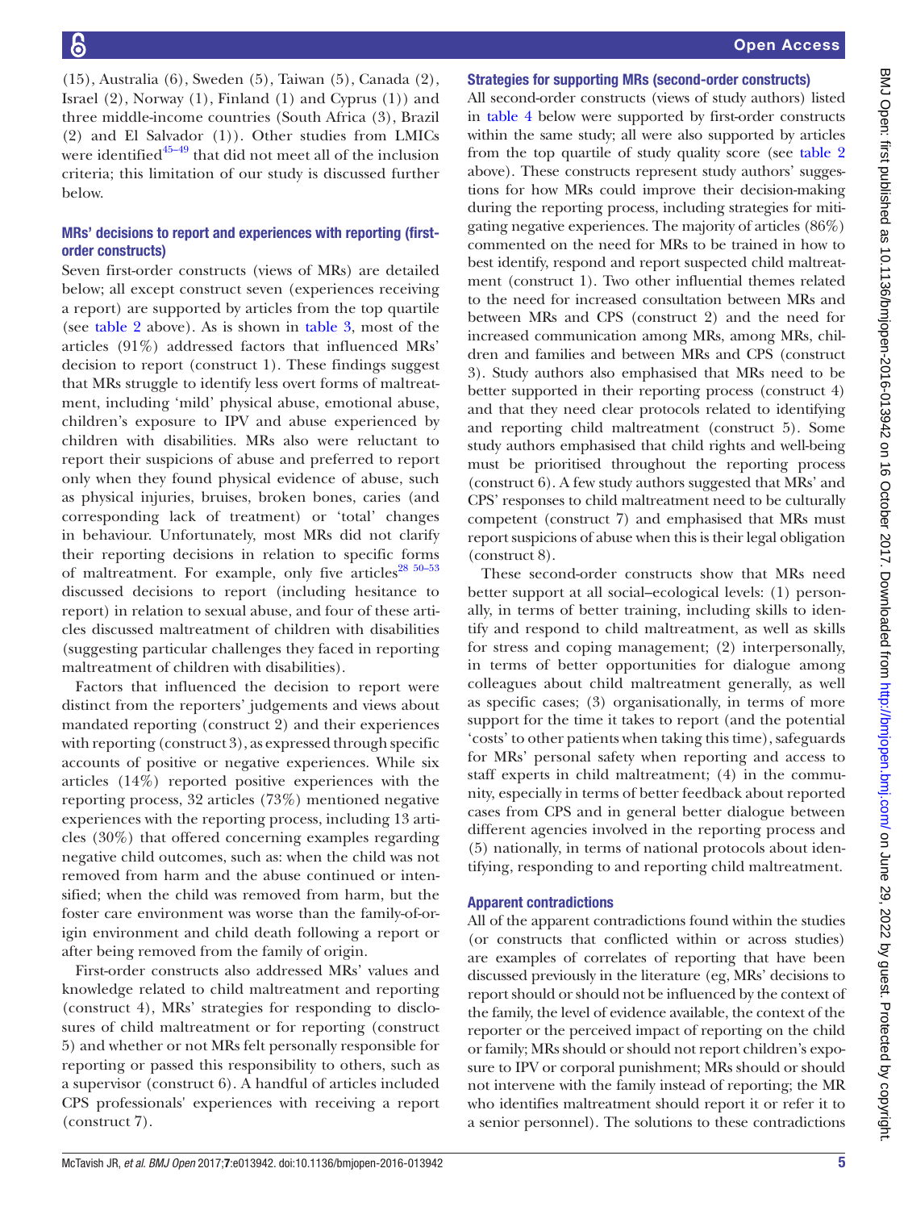(15), Australia (6), Sweden (5), Taiwan (5), Canada (2), Israel (2), Norway (1), Finland (1) and Cyprus (1)) and three middle-income countries (South Africa (3), Brazil (2) and El Salvador (1)). Other studies from LMICs were identified[45–49] that did not meet all of the inclusion criteria; this limitation of our study is discussed further below.

### MRs' decisions to report and experiences with reporting (first-order constructs)

Seven first-order constructs (views of MRs) are detailed below; all except construct seven (experiences receiving a report) are supported by articles from the top quartile (see table 2 above). As is shown in table 3, most of the articles (91%) addressed factors that influenced MRs' decision to report (construct 1). These findings suggest that MRs struggle to identify less overt forms of maltreatment, including 'mild' physical abuse, emotional abuse, children's exposure to IPV and abuse experienced by children with disabilities. MRs also were reluctant to report their suspicions of abuse and preferred to report only when they found physical evidence of abuse, such as physical injuries, bruises, broken bones, caries (and corresponding lack of treatment) or 'total' changes in behaviour. Unfortunately, most MRs did not clarify their reporting decisions in relation to specific forms of maltreatment. For example, only five articles[28 50–53] discussed decisions to report (including hesitance to report) in relation to sexual abuse, and four of these articles discussed maltreatment of children with disabilities (suggesting particular challenges they faced in reporting maltreatment of children with disabilities).

Factors that influenced the decision to report were distinct from the reporters' judgements and views about mandated reporting (construct 2) and their experiences with reporting (construct 3), as expressed through specific accounts of positive or negative experiences. While six articles (14%) reported positive experiences with the reporting process, 32 articles (73%) mentioned negative experiences with the reporting process, including 13 articles (30%) that offered concerning examples regarding negative child outcomes, such as: when the child was not removed from harm and the abuse continued or intensified; when the child was removed from harm, but the foster care environment was worse than the family-of-origin environment and child death following a report or after being removed from the family of origin.

First-order constructs also addressed MRs' values and knowledge related to child maltreatment and reporting (construct 4), MRs' strategies for responding to disclosures of child maltreatment or for reporting (construct 5) and whether or not MRs felt personally responsible for reporting or passed this responsibility to others, such as a supervisor (construct 6). A handful of articles included CPS professionals' experiences with receiving a report (construct 7).

### Strategies for supporting MRs (second-order constructs)

All second-order constructs (views of study authors) listed in table 4 below were supported by first-order constructs within the same study; all were also supported by articles from the top quartile of study quality score (see table 2 above). These constructs represent study authors' suggestions for how MRs could improve their decision-making during the reporting process, including strategies for mitigating negative experiences. The majority of articles (86%) commented on the need for MRs to be trained in how to best identify, respond and report suspected child maltreatment (construct 1). Two other influential themes related to the need for increased consultation between MRs and between MRs and CPS (construct 2) and the need for increased communication among MRs, among MRs, children and families and between MRs and CPS (construct 3). Study authors also emphasised that MRs need to be better supported in their reporting process (construct 4) and that they need clear protocols related to identifying and reporting child maltreatment (construct 5). Some study authors emphasised that child rights and well-being must be prioritised throughout the reporting process (construct 6). A few study authors suggested that MRs' and CPS' responses to child maltreatment need to be culturally competent (construct 7) and emphasised that MRs must report suspicions of abuse when this is their legal obligation (construct 8).

These second-order constructs show that MRs need better support at all social–ecological levels: (1) personally, in terms of better training, including skills to identify and respond to child maltreatment, as well as skills for stress and coping management; (2) interpersonally, in terms of better opportunities for dialogue among colleagues about child maltreatment generally, as well as specific cases; (3) organisationally, in terms of more support for the time it takes to report (and the potential 'costs' to other patients when taking this time), safeguards for MRs' personal safety when reporting and access to staff experts in child maltreatment; (4) in the community, especially in terms of better feedback about reported cases from CPS and in general better dialogue between different agencies involved in the reporting process and (5) nationally, in terms of national protocols about identifying, responding to and reporting child maltreatment.

### Apparent contradictions

All of the apparent contradictions found within the studies (or constructs that conflicted within or across studies) are examples of correlates of reporting that have been discussed previously in the literature (eg, MRs' decisions to report should or should not be influenced by the context of the family, the level of evidence available, the context of the reporter or the perceived impact of reporting on the child or family; MRs should or should not report children's exposure to IPV or corporal punishment; MRs should or should not intervene with the family instead of reporting; the MR who identifies maltreatment should report it or refer it to a senior personnel). The solutions to these contradictions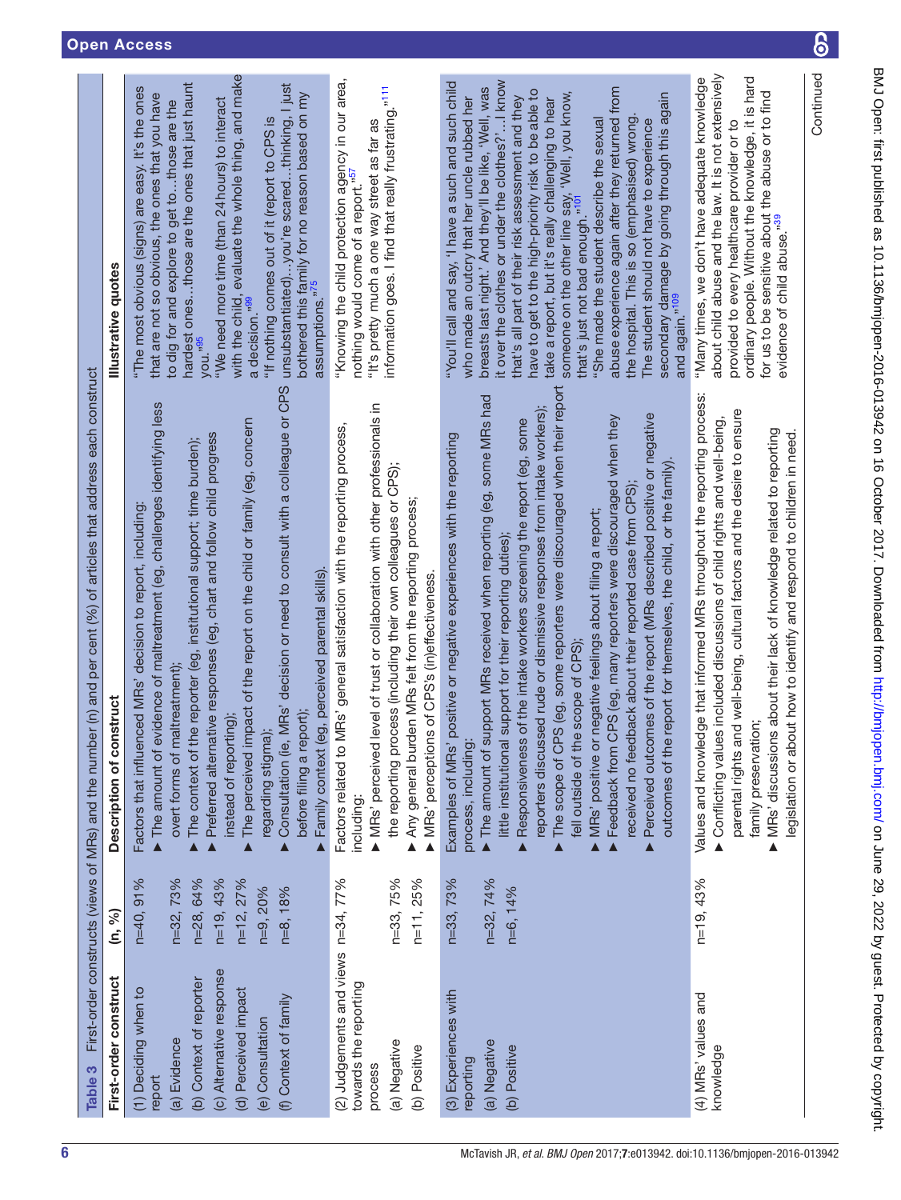**Table 3** First-order constructs (views of MRs) and the number (n) and per cent (%) of articles that address each construct

| First-order construct | (n, %) | Description of construct | Illustrative quotes |
|---|---|---|---|
| (1) Deciding when to report | n=40, 91% | Factors that influenced MRs' decision to report, including: | "The most obvious (signs) are easy. It's the ones that are not so obvious, the ones that you have to dig for and explore to get to…those are the hardest ones…those are the ones that just haunt you."[95]<br>"We need more time (than 24 hours) to interact with the child, evaluate the whole thing, and make a decision."[99]<br>"If nothing comes out of it (report to CPS is unsubstantiated)…you're scared…thinking, I just bothered this family for no reason based on my assumptions."[75] |
| (a) Evidence | n=32, 73% | ▶ The amount of evidence of maltreatment (eg, challenges identifying less overt forms of maltreatment); | |
| (b) Context of reporter | n=28, 64% | ▶ The context of the reporter (eg, institutional support; time burden); | |
| (c) Alternative response | n=19, 43% | ▶ Preferred alternative responses (eg, chart and follow child progress instead of reporting); | |
| (d) Perceived impact | n=12, 27% | ▶ The perceived impact of the report on the child or family (eg, concern regarding stigma); | |
| (e) Consultation | n=9, 20% | ▶ Consultation (ie, MRs' decision or need to consult with a colleague or CPS before filing a report); | |
| (f) Context of family | n=8, 18% | ▶ Family context (eg, perceived parental skills). | |
| (2) Judgements and views towards the reporting process | n=34, 77% | Factors related to MRs' general satisfaction with the reporting process, including: | "Knowing the child protection agency in our area, nothing would come of a report."[57]<br>"It's pretty much a one way street as far as information goes. I find that really frustrating."[111] |
| (a) Negative | n=33, 75% | ▶ MRs' perceived level of trust or collaboration with other professionals in the reporting process (including their own colleagues or CPS);<br>▶ Any general burden MRs felt from the reporting process; | |
| (b) Positive | n=11, 25% | ▶ MRs' perceptions of CPS's (in)effectiveness. | |
| (3) Experiences with reporting | n=33, 73% | Examples of MRs' positive or negative experiences with the reporting process, including: | "You'll call and say, 'I have a such and such child who made an outcry that her uncle rubbed her breasts last night.' And they'll be like, 'Well, was it over the clothes or under the clothes?'…I know that's all part of their risk assessment and they have to get to the high-priority risk to be able to take a report, but it's really challenging to hear someone on the other line say, 'Well, you know, that's just not bad enough.'"[101]<br>"She made the student describe the sexual abuse experience again after they returned from the hospital. This is so (emphasised) wrong. The student should not have to experience secondary damage by going through this again and again."[109] |
| (a) Negative | n=32, 74% | ▶ The amount of support MRs received when reporting (eg, some MRs had little institutional support for their reporting duties);<br>▶ Responsiveness of the intake workers screening the report (eg, some reporters discussed rude or dismissive responses from intake workers);<br>▶ The scope of CPS (eg, some reporters were discouraged when their report fell outside of the scope of CPS);<br>▶ MRs' positive or negative feelings about filing a report; | |
| (b) Positive | n=6, 14% | ▶ Feedback from CPS (eg, many reporters were discouraged when they received no feedback about their reported case from CPS);<br>▶ Perceived outcomes of the report (MRs described positive or negative outcomes of the report for themselves, the child, or the family). | |
| (4) MRs' values and knowledge | n=19, 43% | Values and knowledge that informed MRs throughout the reporting process:<br>▶ Conflicting values included discussions of child rights and well-being, parental rights and well-being, cultural factors and the desire to ensure family preservation;<br>▶ MRs' discussions about their lack of knowledge related to reporting legislation or about how to identify and respond to children in need. | "Many times, we don't have adequate knowledge about child abuse and the law. It is not extensively provided to every healthcare provider or to ordinary people. Without the knowledge, it is hard for us to be sensitive about the abuse or to find evidence of child abuse."[39] |

Continued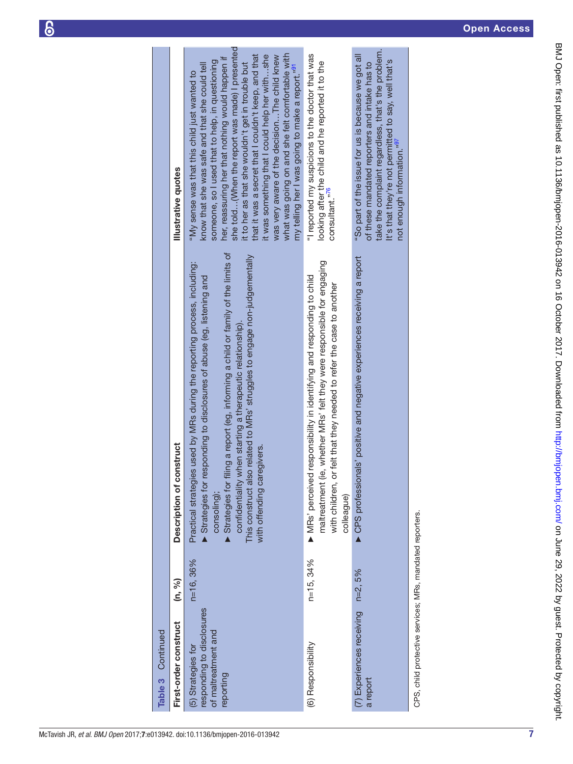**Table 3** Continued

| First-order construct | (n, %) | Description of construct | Illustrative quotes |
|---|---|---|---|
| (5) Strategies for responding to disclosures of maltreatment and reporting | n=16, 36% | Practical strategies used by MRs during the reporting process, including: ▶ Strategies for responding to disclosures of abuse (eg, listening and consoling); ▶ Strategies for filing a report (eg, informing a child or family of the limits of confidentiality when starting a therapeutic relationship). This construct also related to MRs' struggles to engage non-judgementally with offending caregivers. | "My sense was that this child just wanted to know that she was safe and that she could tell someone, so I used that to help, in questioning her, reassuring her that nothing would happen if she told…(When the report was made) I presented it to her as that she wouldn't get in trouble but that it was a secret that I couldn't keep, and that it was something that I could help her with…she was very aware of the decision…The child knew what was going on and she felt comfortable with my telling her I was going to make a report."[91] |
| (6) Responsibility | n=15, 34% | ▶ MRs' perceived responsibility in identifying and responding to child maltreatment (ie, whether MRs' felt they were responsible for engaging with children, or felt that they needed to refer the case to another colleague) | "I reported my suspicions to the doctor that was looking after the child and he reported it to the consultant."[76] |
| (7) Experiences receiving a report | n=2, 5% | ▶ CPS professionals' positive and negative experiences receiving a report | "So part of the issue for us is because we got all of these mandated reporters and intake has to take the complaint regardless, that's the problem. It's that they're not permitted to say, well that's not enough information."[97] |

CPS, child protective services; MRs, mandated reporters.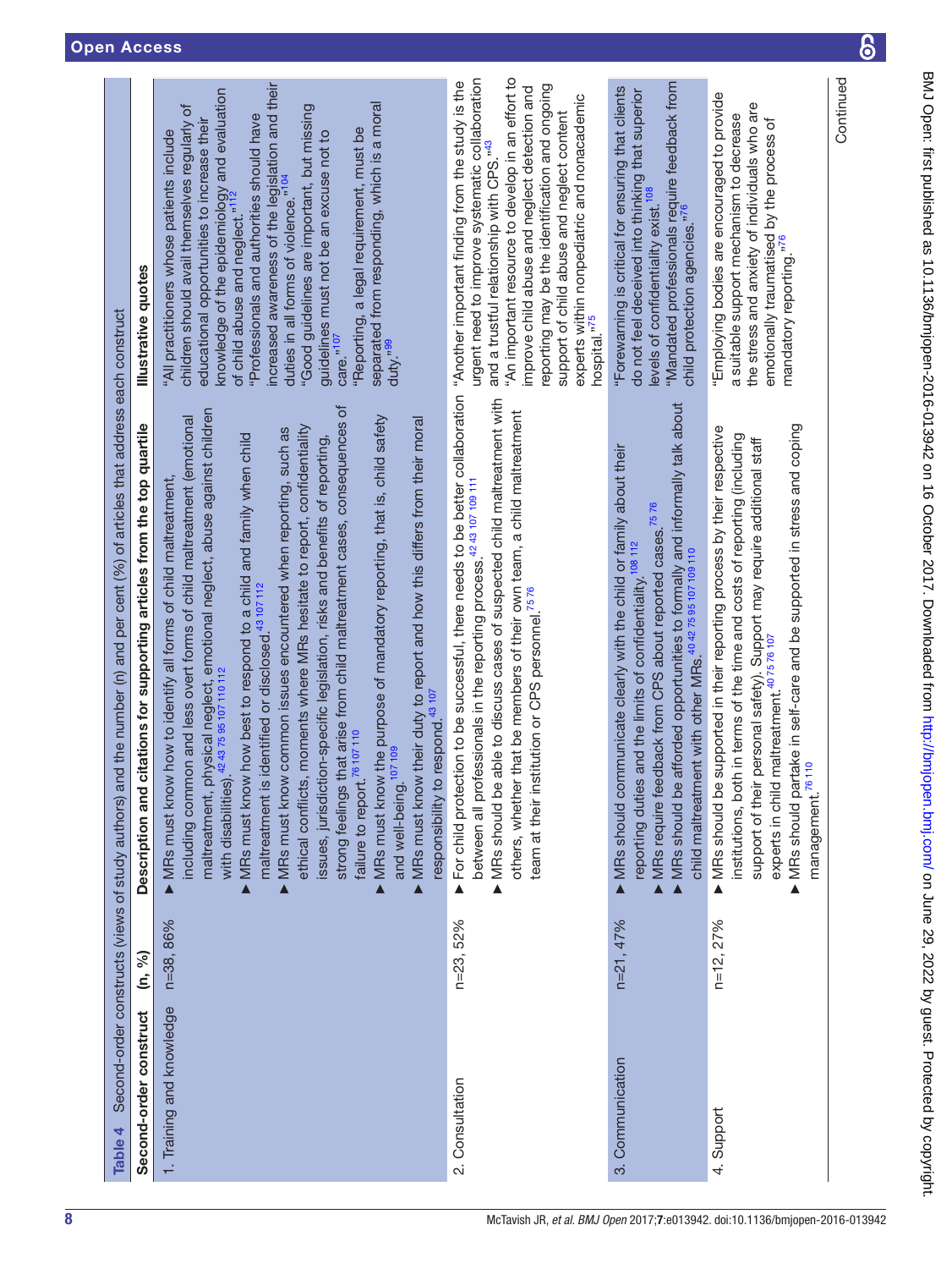**Table 4** Second-order constructs (views of study authors) and the number (n) and per cent (%) of articles that address each construct

| Second-order construct | (n, %) | Description and citations for supporting articles from the top quartile | Illustrative quotes |
|---|---|---|---|
| 1. Training and knowledge | n=38, 86% | ▶ MRs must know how to identify all forms of child maltreatment, including common and less overt forms of child maltreatment (emotional maltreatment, physical neglect, emotional neglect, abuse against children with disabilities).[42 43 75 95 107 110 112] ▶ MRs must know how best to respond to a child and family when child maltreatment is identified or disclosed.[43 107 112] ▶ MRs must know common issues encountered when reporting, such as ethical conflicts, moments where MRs hesitate to report, confidentiality issues, jurisdiction-specific legislation, risks and benefits of reporting, strong feelings that arise from child maltreatment cases, consequences of failure to report.[76 107 110] ▶ MRs must know the purpose of mandatory reporting, that is, child safety and well-being.[107 109] ▶ MRs must know their duty to report and how this differs from their moral responsibility to respond.[43 107] | "All practitioners whose patients include children should avail themselves regularly of educational opportunities to increase their knowledge of the epidemiology and evaluation of child abuse and neglect."[112] "Professionals and authorities should have increased awareness of the legislation and their duties in all forms of violence."[104] "Good guidelines are important, but missing guidelines must not be an excuse not to care."[107] "Reporting, a legal requirement, must be separated from responding, which is a moral duty."[99] |
| 2. Consultation | n=23, 52% | ▶ For child protection to be successful, there needs to be better collaboration between all professionals in the reporting process.[42 43 107 109 111] ▶ MRs should be able to discuss cases of suspected child maltreatment with others, whether that be members of their own team, a child maltreatment team at their institution or CPS personnel.[75 76] | "Another important finding from the study is the urgent need to improve systematic collaboration and a trustful relationship with CPS."[43] "An important resource to develop in an effort to improve child abuse and neglect detection and reporting may be the identification and ongoing support of child abuse and neglect content experts within nonpediatric and nonacademic hospital."[75] |
| 3. Communication | n=21, 47% | ▶ MRs should communicate clearly with the child or family about their reporting duties and the limits of confidentiality.[108 112] ▶ MRs require feedback from CPS about reported cases.[75 76] ▶ MRs should be afforded opportunities to formally and informally talk about child maltreatment with other MRs.[40 42 75 95 107 109 110] | "Forewarning is critical for ensuring that clients do not feel deceived into thinking that superior levels of confidentiality exist."[108] "Mandated professionals require feedback from child protection agencies."[76] |
| 4. Support | n=12, 27% | ▶ MRs should be supported in their reporting process by their respective institutions, both in terms of the time and costs of reporting (including support of their personal safety). Support may require additional staff experts in child maltreatment.[40 75 76 107] ▶ MRs should partake in self-care and be supported in stress and coping management.[76 110] | "Employing bodies are encouraged to provide a suitable support mechanism to decrease the stress and anxiety of individuals who are emotionally traumatised by the process of mandatory reporting."[76] |

Continued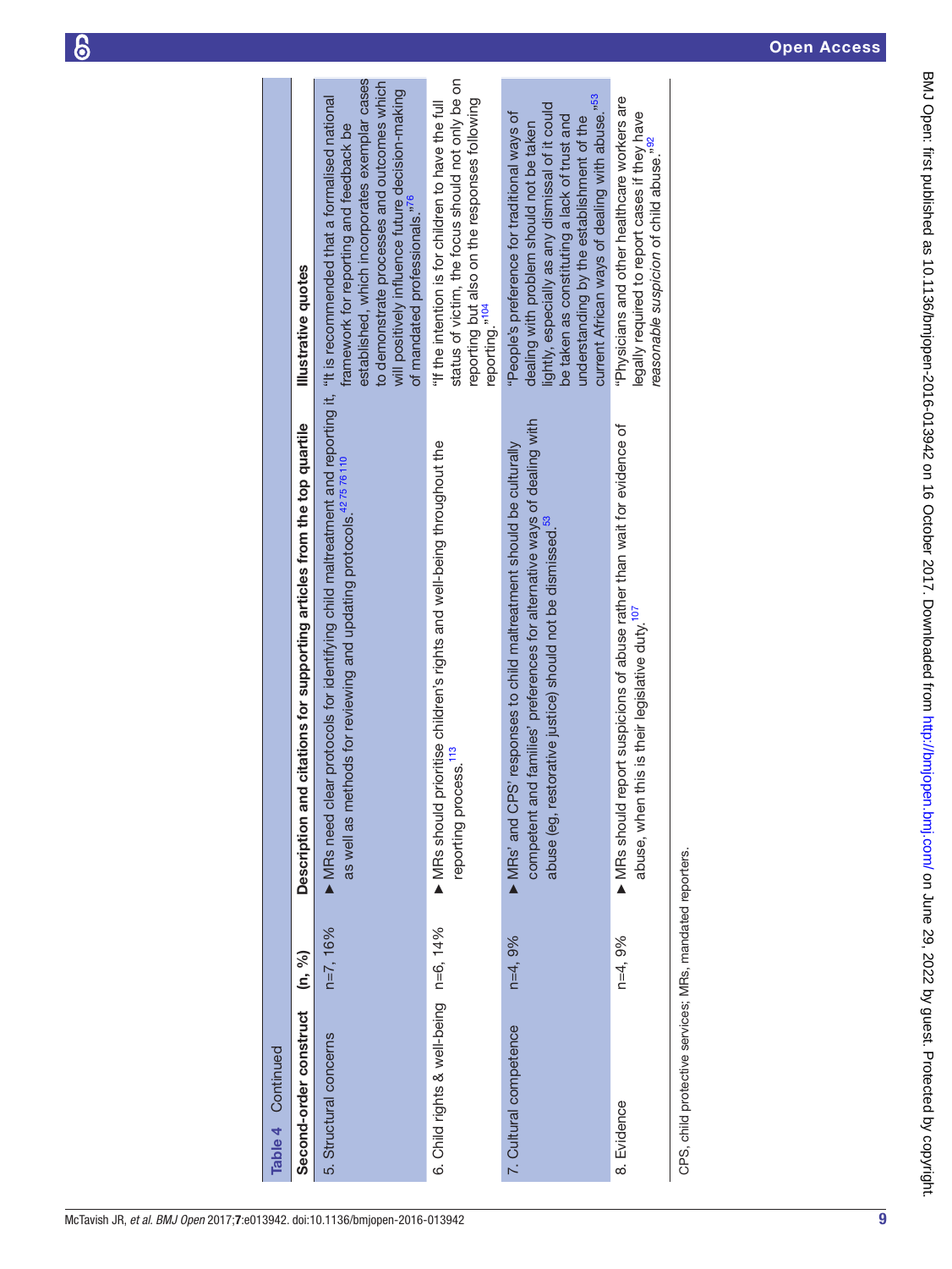Table 4 Continued

| Second-order construct | (n, %) | Description and citations for supporting articles from the top quartile | Illustrative quotes |
|---|---|---|---|
| 5. Structural concerns | n=7, 16% | ▶ MRs need clear protocols for identifying child maltreatment and reporting it, as well as methods for reviewing and updating protocols.[42 75 76 110] | "It is recommended that a formalised national framework for reporting and feedback be established, which incorporates exemplar cases to demonstrate processes and outcomes which will positively influence future decision-making of mandated professionals."[76] |
| 6. Child rights & well-being | n=6, 14% | ▶ MRs should prioritise children's rights and well-being throughout the reporting process.[113] | "If the intention is for children to have the full status of victim, the focus should not only be on reporting but also on the responses following reporting."[104] |
| 7. Cultural competence | n=4, 9% | ▶ MRs' and CPS' responses to child maltreatment should be culturally competent and families' preferences for alternative ways of dealing with abuse (eg, restorative justice) should not be dismissed.[53] | "People's preference for traditional ways of dealing with problem should not be taken lightly, especially as any dismissal of it could be taken as constituting a lack of trust and understanding by the establishment of the current African ways of dealing with abuse."[53] |
| 8. Evidence | n=4, 9% | ▶ MRs should report suspicions of abuse rather than wait for evidence of abuse, when this is their legislative duty.[107] | "Physicians and other healthcare workers are legally required to report cases if they have *reasonable suspicion* of child abuse."[92] |

CPS, child protective services; MRs, mandated reporters.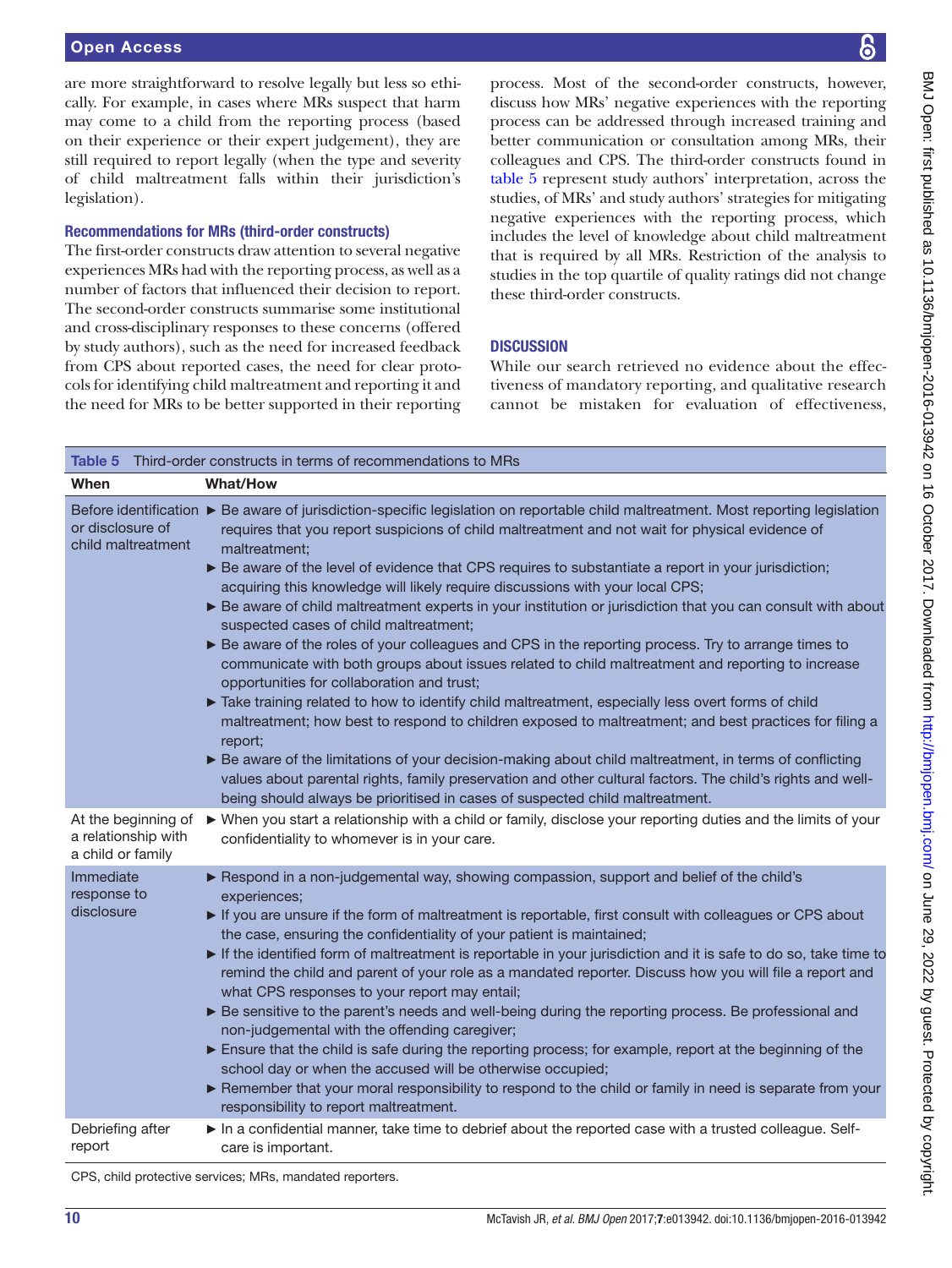are more straightforward to resolve legally but less so ethically. For example, in cases where MRs suspect that harm may come to a child from the reporting process (based on their experience or their expert judgement), they are still required to report legally (when the type and severity of child maltreatment falls within their jurisdiction's legislation).

### Recommendations for MRs (third-order constructs)

The first-order constructs draw attention to several negative experiences MRs had with the reporting process, as well as a number of factors that influenced their decision to report. The second-order constructs summarise some institutional and cross-disciplinary responses to these concerns (offered by study authors), such as the need for increased feedback from CPS about reported cases, the need for clear protocols for identifying child maltreatment and reporting it and the need for MRs to be better supported in their reporting process. Most of the second-order constructs, however, discuss how MRs' negative experiences with the reporting process can be addressed through increased training and better communication or consultation among MRs, their colleagues and CPS. The third-order constructs found in table 5 represent study authors' interpretation, across the studies, of MRs' and study authors' strategies for mitigating negative experiences with the reporting process, which includes the level of knowledge about child maltreatment that is required by all MRs. Restriction of the analysis to studies in the top quartile of quality ratings did not change these third-order constructs.

## DISCUSSION

While our search retrieved no evidence about the effectiveness of mandatory reporting, and qualitative research cannot be mistaken for evaluation of effectiveness,

Table 5 Third-order constructs in terms of recommendations to MRs

| When | What/How |
|---|---|
| Before identification or disclosure of child maltreatment | ► Be aware of jurisdiction-specific legislation on reportable child maltreatment. Most reporting legislation requires that you report suspicions of child maltreatment and not wait for physical evidence of maltreatment;<br>► Be aware of the level of evidence that CPS requires to substantiate a report in your jurisdiction; acquiring this knowledge will likely require discussions with your local CPS;<br>► Be aware of child maltreatment experts in your institution or jurisdiction that you can consult with about suspected cases of child maltreatment;<br>► Be aware of the roles of your colleagues and CPS in the reporting process. Try to arrange times to communicate with both groups about issues related to child maltreatment and reporting to increase opportunities for collaboration and trust;<br>► Take training related to how to identify child maltreatment, especially less overt forms of child maltreatment; how best to respond to children exposed to maltreatment; and best practices for filing a report;<br>► Be aware of the limitations of your decision-making about child maltreatment, in terms of conflicting values about parental rights, family preservation and other cultural factors. The child's rights and well-being should always be prioritised in cases of suspected child maltreatment. |
| At the beginning of a relationship with a child or family | ► When you start a relationship with a child or family, disclose your reporting duties and the limits of your confidentiality to whomever is in your care. |
| Immediate response to disclosure | ► Respond in a non-judgemental way, showing compassion, support and belief of the child's experiences;<br>► If you are unsure if the form of maltreatment is reportable, first consult with colleagues or CPS about the case, ensuring the confidentiality of your patient is maintained;<br>► If the identified form of maltreatment is reportable in your jurisdiction and it is safe to do so, take time to remind the child and parent of your role as a mandated reporter. Discuss how you will file a report and what CPS responses to your report may entail;<br>► Be sensitive to the parent's needs and well-being during the reporting process. Be professional and non-judgemental with the offending caregiver;<br>► Ensure that the child is safe during the reporting process; for example, report at the beginning of the school day or when the accused will be otherwise occupied;<br>► Remember that your moral responsibility to respond to the child or family in need is separate from your responsibility to report maltreatment. |
| Debriefing after report | ► In a confidential manner, take time to debrief about the reported case with a trusted colleague. Self-care is important. |

CPS, child protective services; MRs, mandated reporters.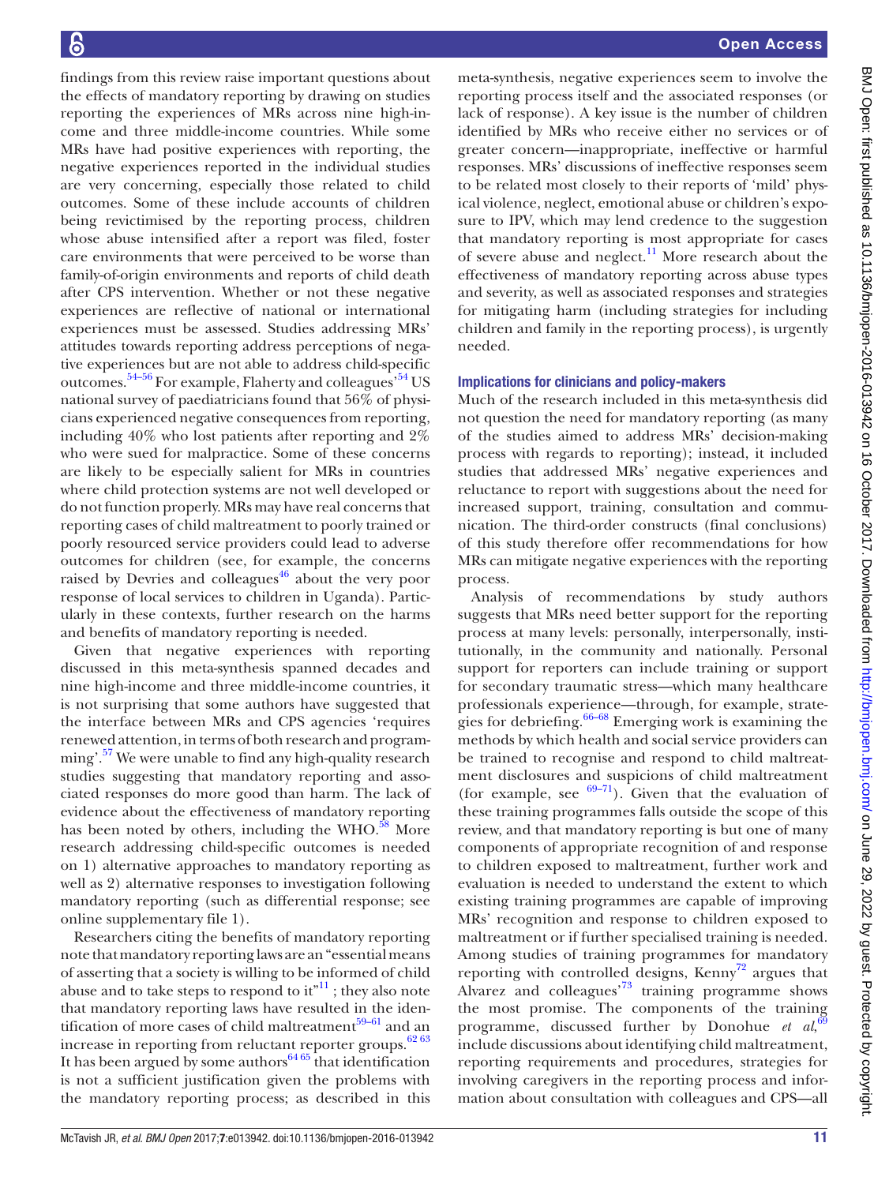findings from this review raise important questions about the effects of mandatory reporting by drawing on studies reporting the experiences of MRs across nine high-income and three middle-income countries. While some MRs have had positive experiences with reporting, the negative experiences reported in the individual studies are very concerning, especially those related to child outcomes. Some of these include accounts of children being revictimised by the reporting process, children whose abuse intensified after a report was filed, foster care environments that were perceived to be worse than family-of-origin environments and reports of child death after CPS intervention. Whether or not these negative experiences are reflective of national or international experiences must be assessed. Studies addressing MRs' attitudes towards reporting address perceptions of negative experiences but are not able to address child-specific outcomes.[54–56] For example, Flaherty and colleagues'[54] US national survey of paediatricians found that 56% of physicians experienced negative consequences from reporting, including 40% who lost patients after reporting and 2% who were sued for malpractice. Some of these concerns are likely to be especially salient for MRs in countries where child protection systems are not well developed or do not function properly. MRs may have real concerns that reporting cases of child maltreatment to poorly trained or poorly resourced service providers could lead to adverse outcomes for children (see, for example, the concerns raised by Devries and colleagues[46] about the very poor response of local services to children in Uganda). Particularly in these contexts, further research on the harms and benefits of mandatory reporting is needed.

Given that negative experiences with reporting discussed in this meta-synthesis spanned decades and nine high-income and three middle-income countries, it is not surprising that some authors have suggested that the interface between MRs and CPS agencies 'requires renewed attention, in terms of both research and programming'.[57] We were unable to find any high-quality research studies suggesting that mandatory reporting and associated responses do more good than harm. The lack of evidence about the effectiveness of mandatory reporting has been noted by others, including the WHO.[58] More research addressing child-specific outcomes is needed on 1) alternative approaches to mandatory reporting as well as 2) alternative responses to investigation following mandatory reporting (such as differential response; see online supplementary file 1).

Researchers citing the benefits of mandatory reporting note that mandatory reporting laws are an "essential means of asserting that a society is willing to be informed of child abuse and to take steps to respond to it"[11]; they also note that mandatory reporting laws have resulted in the identification of more cases of child maltreatment[59–61] and an increase in reporting from reluctant reporter groups.[62 63] It has been argued by some authors[64 65] that identification is not a sufficient justification given the problems with the mandatory reporting process; as described in this meta-synthesis, negative experiences seem to involve the reporting process itself and the associated responses (or lack of response). A key issue is the number of children identified by MRs who receive either no services or of greater concern—inappropriate, ineffective or harmful responses. MRs' discussions of ineffective responses seem to be related most closely to their reports of 'mild' physical violence, neglect, emotional abuse or children's exposure to IPV, which may lend credence to the suggestion that mandatory reporting is most appropriate for cases of severe abuse and neglect.[11] More research about the effectiveness of mandatory reporting across abuse types and severity, as well as associated responses and strategies for mitigating harm (including strategies for including children and family in the reporting process), is urgently needed.

## Implications for clinicians and policy-makers

Much of the research included in this meta-synthesis did not question the need for mandatory reporting (as many of the studies aimed to address MRs' decision-making process with regards to reporting); instead, it included studies that addressed MRs' negative experiences and reluctance to report with suggestions about the need for increased support, training, consultation and communication. The third-order constructs (final conclusions) of this study therefore offer recommendations for how MRs can mitigate negative experiences with the reporting process.

Analysis of recommendations by study authors suggests that MRs need better support for the reporting process at many levels: personally, interpersonally, institutionally, in the community and nationally. Personal support for reporters can include training or support for secondary traumatic stress—which many healthcare professionals experience—through, for example, strategies for debriefing.[66–68] Emerging work is examining the methods by which health and social service providers can be trained to recognise and respond to child maltreatment disclosures and suspicions of child maltreatment (for example, see [69–71]). Given that the evaluation of these training programmes falls outside the scope of this review, and that mandatory reporting is but one of many components of appropriate recognition of and response to children exposed to maltreatment, further work and evaluation is needed to understand the extent to which existing training programmes are capable of improving MRs' recognition and response to children exposed to maltreatment or if further specialised training is needed. Among studies of training programmes for mandatory reporting with controlled designs, Kenny[72] argues that Alvarez and colleagues'[73] training programme shows the most promise. The components of the training programme, discussed further by Donohue *et al*,[69] include discussions about identifying child maltreatment, reporting requirements and procedures, strategies for involving caregivers in the reporting process and information about consultation with colleagues and CPS—all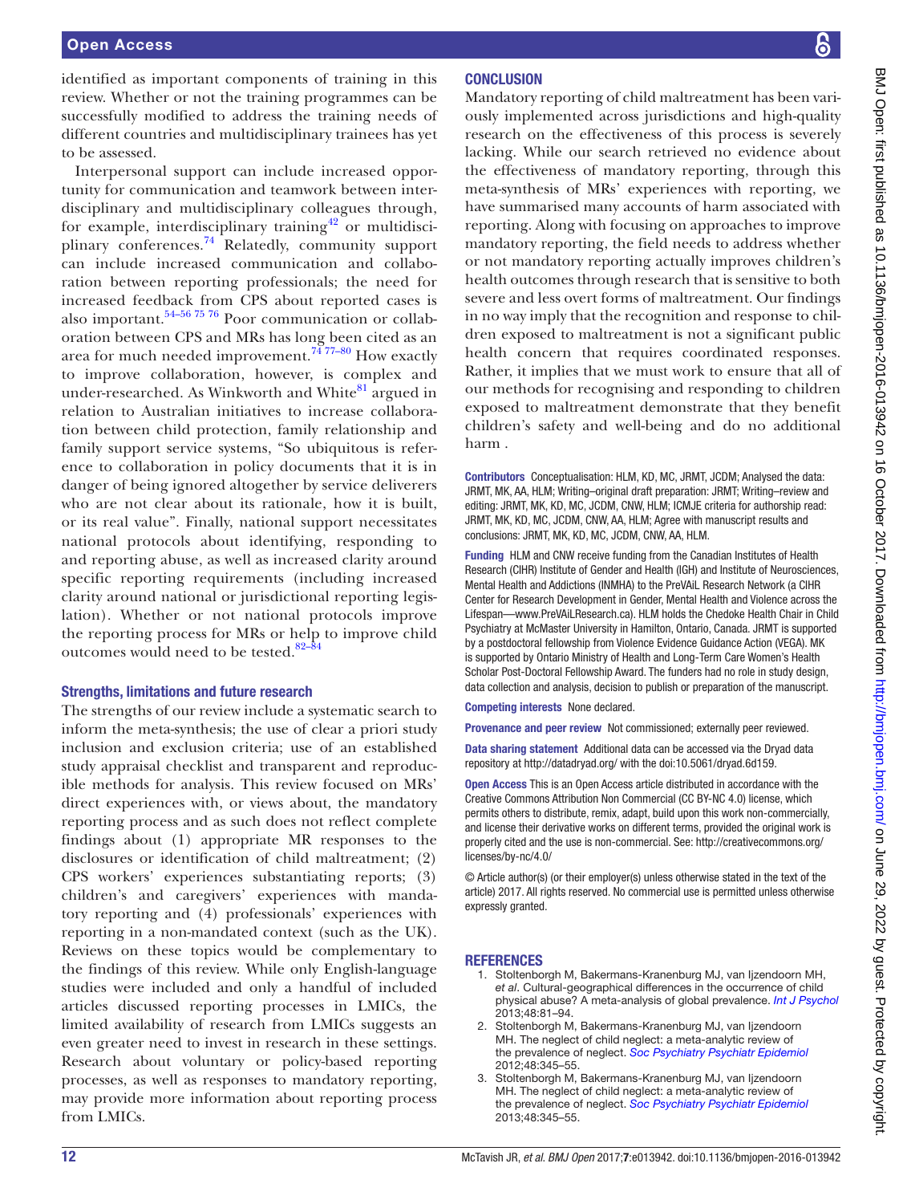identified as important components of training in this review. Whether or not the training programmes can be successfully modified to address the training needs of different countries and multidisciplinary trainees has yet to be assessed.

Interpersonal support can include increased opportunity for communication and teamwork between interdisciplinary and multidisciplinary colleagues through, for example, interdisciplinary training[42] or multidisciplinary conferences.[74] Relatedly, community support can include increased communication and collaboration between reporting professionals; the need for increased feedback from CPS about reported cases is also important.[54–56 75 76] Poor communication or collaboration between CPS and MRs has long been cited as an area for much needed improvement.[74 77–80] How exactly to improve collaboration, however, is complex and under-researched. As Winkworth and White[81] argued in relation to Australian initiatives to increase collaboration between child protection, family relationship and family support service systems, "So ubiquitous is reference to collaboration in policy documents that it is in danger of being ignored altogether by service deliverers who are not clear about its rationale, how it is built, or its real value". Finally, national support necessitates national protocols about identifying, responding to and reporting abuse, as well as increased clarity around specific reporting requirements (including increased clarity around national or jurisdictional reporting legislation). Whether or not national protocols improve the reporting process for MRs or help to improve child outcomes would need to be tested.[82–84]

### Strengths, limitations and future research

The strengths of our review include a systematic search to inform the meta-synthesis; the use of clear a priori study inclusion and exclusion criteria; use of an established study appraisal checklist and transparent and reproducible methods for analysis. This review focused on MRs' direct experiences with, or views about, the mandatory reporting process and as such does not reflect complete findings about (1) appropriate MR responses to the disclosures or identification of child maltreatment; (2) CPS workers' experiences substantiating reports; (3) children's and caregivers' experiences with mandatory reporting and (4) professionals' experiences with reporting in a non-mandated context (such as the UK). Reviews on these topics would be complementary to the findings of this review. While only English-language studies were included and only a handful of included articles discussed reporting processes in LMICs, the limited availability of research from LMICs suggests an even greater need to invest in research in these settings. Research about voluntary or policy-based reporting processes, as well as responses to mandatory reporting, may provide more information about reporting process from LMICs.

## CONCLUSION

Mandatory reporting of child maltreatment has been variously implemented across jurisdictions and high-quality research on the effectiveness of this process is severely lacking. While our search retrieved no evidence about the effectiveness of mandatory reporting, through this meta-synthesis of MRs' experiences with reporting, we have summarised many accounts of harm associated with reporting. Along with focusing on approaches to improve mandatory reporting, the field needs to address whether or not mandatory reporting actually improves children's health outcomes through research that is sensitive to both severe and less overt forms of maltreatment. Our findings in no way imply that the recognition and response to children exposed to maltreatment is not a significant public health concern that requires coordinated responses. Rather, it implies that we must work to ensure that all of our methods for recognising and responding to children exposed to maltreatment demonstrate that they benefit children's safety and well-being and do no additional harm .

**Contributors** Conceptualisation: HLM, KD, MC, JRMT, JCDM; Analysed the data: JRMT, MK, AA, HLM; Writing–original draft preparation: JRMT; Writing–review and editing: JRMT, MK, KD, MC, JCDM, CNW, HLM; ICMJE criteria for authorship read: JRMT, MK, KD, MC, JCDM, CNW, AA, HLM; Agree with manuscript results and conclusions: JRMT, MK, KD, MC, JCDM, CNW, AA, HLM.

**Funding** HLM and CNW receive funding from the Canadian Institutes of Health Research (CIHR) Institute of Gender and Health (IGH) and Institute of Neurosciences, Mental Health and Addictions (INMHA) to the PreVAiL Research Network (a CIHR Center for Research Development in Gender, Mental Health and Violence across the Lifespan—www.PreVAiLResearch.ca). HLM holds the Chedoke Health Chair in Child Psychiatry at McMaster University in Hamilton, Ontario, Canada. JRMT is supported by a postdoctoral fellowship from Violence Evidence Guidance Action (VEGA). MK is supported by Ontario Ministry of Health and Long-Term Care Women's Health Scholar Post-Doctoral Fellowship Award. The funders had no role in study design, data collection and analysis, decision to publish or preparation of the manuscript.

**Competing interests** None declared.

**Provenance and peer review** Not commissioned; externally peer reviewed.

**Data sharing statement** Additional data can be accessed via the Dryad data repository at http://datadryad.org/ with the doi:10.5061/dryad.6d159.

**Open Access** This is an Open Access article distributed in accordance with the Creative Commons Attribution Non Commercial (CC BY-NC 4.0) license, which permits others to distribute, remix, adapt, build upon this work non-commercially, and license their derivative works on different terms, provided the original work is properly cited and the use is non-commercial. See: http://creativecommons.org/licenses/by-nc/4.0/

© Article author(s) (or their employer(s) unless otherwise stated in the text of the article) 2017. All rights reserved. No commercial use is permitted unless otherwise expressly granted.

## REFERENCES

1. Stoltenborgh M, Bakermans-Kranenburg MJ, van Ijzendoorn MH, *et al*. Cultural-geographical differences in the occurrence of child physical abuse? A meta-analysis of global prevalence. *Int J Psychol* 2013;48:81–94.
2. Stoltenborgh M, Bakermans-Kranenburg MJ, van Ijzendoorn MH. The neglect of child neglect: a meta-analytic review of the prevalence of neglect. *Soc Psychiatry Psychiatr Epidemiol* 2012;48:345–55.
3. Stoltenborgh M, Bakermans-Kranenburg MJ, van Ijzendoorn MH. The neglect of child neglect: a meta-analytic review of the prevalence of neglect. *Soc Psychiatry Psychiatr Epidemiol* 2013;48:345–55.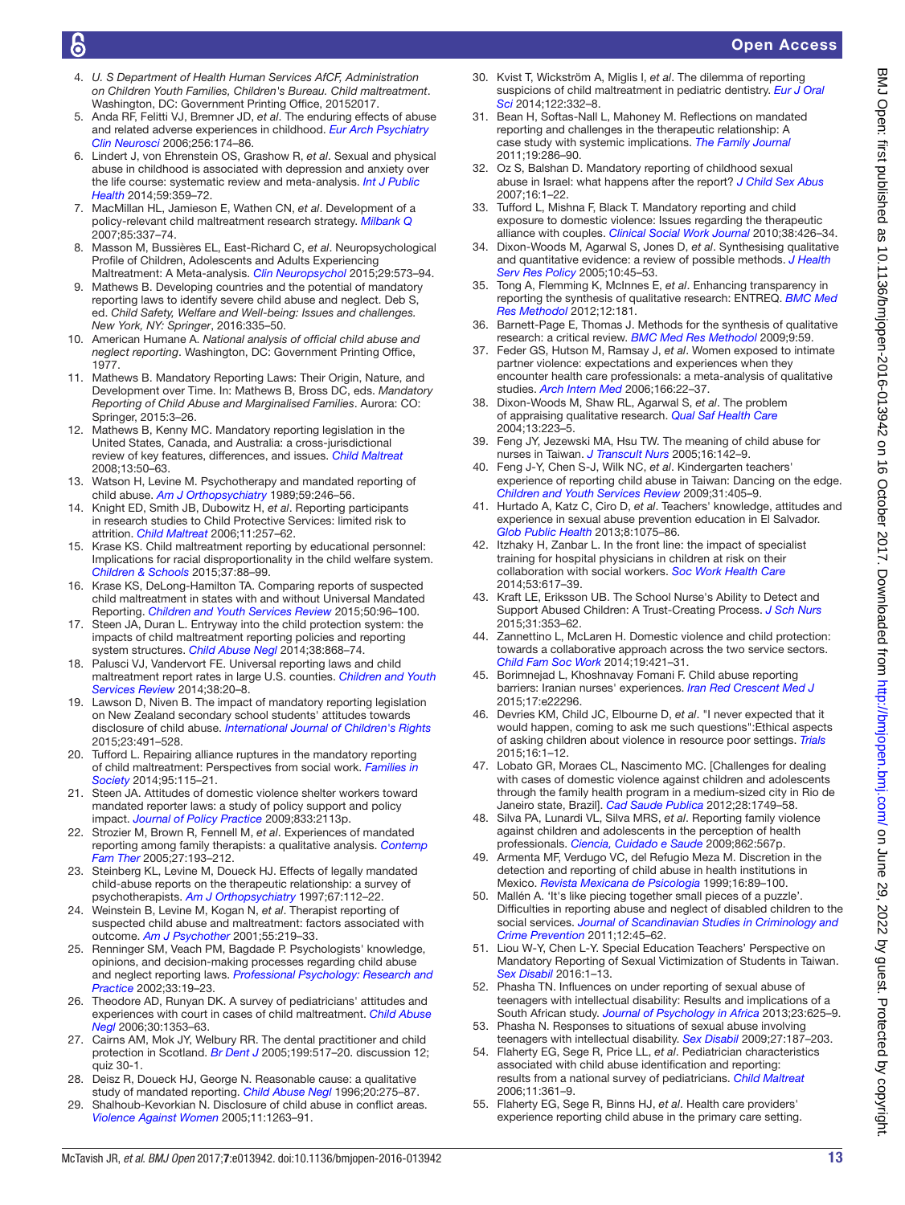4. U. S Department of Health Human Services AfCF, Administration on Children Youth Families, Children's Bureau. *Child maltreatment*. Washington, DC: Government Printing Office, 20152017.
5. Anda RF, Felitti VJ, Bremner JD, *et al*. The enduring effects of abuse and related adverse experiences in childhood. *Eur Arch Psychiatry Clin Neurosci* 2006;256:174–86.
6. Lindert J, von Ehrenstein OS, Grashow R, *et al*. Sexual and physical abuse in childhood is associated with depression and anxiety over the life course: systematic review and meta-analysis. *Int J Public Health* 2014;59:359–72.
7. MacMillan HL, Jamieson E, Wathen CN, *et al*. Development of a policy-relevant child maltreatment research strategy. *Milbank Q* 2007;85:337–74.
8. Masson M, Bussières EL, East-Richard C, *et al*. Neuropsychological Profile of Children, Adolescents and Adults Experiencing Maltreatment: A Meta-analysis. *Clin Neuropsychol* 2015;29:573–94.
9. Mathews B. Developing countries and the potential of mandatory reporting laws to identify severe child abuse and neglect. Deb S, ed. *Child Safety, Welfare and Well-being: Issues and challenges. New York, NY: Springer*, 2016:335–50.
10. American Humane A. *National analysis of official child abuse and neglect reporting*. Washington, DC: Government Printing Office, 1977.
11. Mathews B. Mandatory Reporting Laws: Their Origin, Nature, and Development over Time. In: Mathews B, Bross DC, eds. *Mandatory Reporting of Child Abuse and Marginalised Families*. Aurora: CO: Springer, 2015:3–26.
12. Mathews B, Kenny MC. Mandatory reporting legislation in the United States, Canada, and Australia: a cross-jurisdictional review of key features, differences, and issues. *Child Maltreat* 2008;13:50–63.
13. Watson H, Levine M. Psychotherapy and mandated reporting of child abuse. *Am J Orthopsychiatry* 1989;59:246–56.
14. Knight ED, Smith JB, Dubowitz H, *et al*. Reporting participants in research studies to Child Protective Services: limited risk to attrition. *Child Maltreat* 2006;11:257–62.
15. Krase KS. Child maltreatment reporting by educational personnel: Implications for racial disproportionality in the child welfare system. *Children & Schools* 2015;37:88–99.
16. Krase KS, DeLong-Hamilton TA. Comparing reports of suspected child maltreatment in states with and without Universal Mandated Reporting. *Children and Youth Services Review* 2015;50:96–100.
17. Steen JA, Duran L. Entryway into the child protection system: the impacts of child maltreatment reporting policies and reporting system structures. *Child Abuse Negl* 2014;38:868–74.
18. Palusci VJ, Vandervort FE. Universal reporting laws and child maltreatment report rates in large U.S. counties. *Children and Youth Services Review* 2014;38:20–8.
19. Lawson D, Niven B. The impact of mandatory reporting legislation on New Zealand secondary school students' attitudes towards disclosure of child abuse. *International Journal of Children's Rights* 2015;23:491–528.
20. Tufford L. Repairing alliance ruptures in the mandatory reporting of child maltreatment: Perspectives from social work. *Families in Society* 2014;95:115–21.
21. Steen JA. Attitudes of domestic violence shelter workers toward mandated reporter laws: a study of policy support and policy impact. *Journal of Policy Practice* 2009;833:2113p.
22. Strozier M, Brown R, Fennell M, *et al*. Experiences of mandated reporting among family therapists: a qualitative analysis. *Contemp Fam Ther* 2005;27:193–212.
23. Steinberg KL, Levine M, Doueck HJ. Effects of legally mandated child-abuse reports on the therapeutic relationship: a survey of psychotherapists. *Am J Orthopsychiatry* 1997;67:112–22.
24. Weinstein B, Levine M, Kogan N, *et al*. Therapist reporting of suspected child abuse and maltreatment: factors associated with outcome. *Am J Psychother* 2001;55:219–33.
25. Renninger SM, Veach PM, Bagdade P. Psychologists' knowledge, opinions, and decision-making processes regarding child abuse and neglect reporting laws. *Professional Psychology: Research and Practice* 2002;33:19–23.
26. Theodore AD, Runyan DK. A survey of pediatricians' attitudes and experiences with court in cases of child maltreatment. *Child Abuse Negl* 2006;30:1353–63.
27. Cairns AM, Mok JY, Welbury RR. The dental practitioner and child protection in Scotland. *Br Dent J* 2005;199:517–20. discussion 12; quiz 30-1.
28. Deisz R, Doueck HJ, George N. Reasonable cause: a qualitative study of mandated reporting. *Child Abuse Negl* 1996;20:275–87.
29. Shalhoub-Kevorkian N. Disclosure of child abuse in conflict areas. *Violence Against Women* 2005;11:1263–91.
30. Kvist T, Wickström A, Miglis I, *et al*. The dilemma of reporting suspicions of child maltreatment in pediatric dentistry. *Eur J Oral Sci* 2014;122:332–8.
31. Bean H, Softas-Nall L, Mahoney M. Reflections on mandated reporting and challenges in the therapeutic relationship: A case study with systemic implications. *The Family Journal* 2011;19:286–90.
32. Oz S, Balshan D. Mandatory reporting of childhood sexual abuse in Israel: what happens after the report? *J Child Sex Abus* 2007;16:1–22.
33. Tufford L, Mishna F, Black T. Mandatory reporting and child exposure to domestic violence: Issues regarding the therapeutic alliance with couples. *Clinical Social Work Journal* 2010;38:426–34.
34. Dixon-Woods M, Agarwal S, Jones D, *et al*. Synthesising qualitative and quantitative evidence: a review of possible methods. *J Health Serv Res Policy* 2005;10:45–53.
35. Tong A, Flemming K, McInnes E, *et al*. Enhancing transparency in reporting the synthesis of qualitative research: ENTREQ. *BMC Med Res Methodol* 2012;12:181.
36. Barnett-Page E, Thomas J. Methods for the synthesis of qualitative research: a critical review. *BMC Med Res Methodol* 2009;9:59.
37. Feder GS, Hutson M, Ramsay J, *et al*. Women exposed to intimate partner violence: expectations and experiences when they encounter health care professionals: a meta-analysis of qualitative studies. *Arch Intern Med* 2006;166:22–37.
38. Dixon-Woods M, Shaw RL, Agarwal S, *et al*. The problem of appraising qualitative research. *Qual Saf Health Care* 2004;13:223–5.
39. Feng JY, Jezewski MA, Hsu TW. The meaning of child abuse for nurses in Taiwan. *J Transcult Nurs* 2005;16:142–9.
40. Feng J-Y, Chen S-J, Wilk NC, *et al*. Kindergarten teachers' experience of reporting child abuse in Taiwan: Dancing on the edge. *Children and Youth Services Review* 2009;31:405–9.
41. Hurtado A, Katz C, Ciro D, *et al*. Teachers' knowledge, attitudes and experience in sexual abuse prevention education in El Salvador. *Glob Public Health* 2013;8:1075–86.
42. Itzhaky H, Zanbar L. In the front line: the impact of specialist training for hospital physicians in children at risk on their collaboration with social workers. *Soc Work Health Care* 2014;53:617–39.
43. Kraft LE, Eriksson UB. The School Nurse's Ability to Detect and Support Abused Children: A Trust-Creating Process. *J Sch Nurs* 2015;31:353–62.
44. Zannettino L, McLaren H. Domestic violence and child protection: towards a collaborative approach across the two service sectors. *Child Fam Soc Work* 2014;19:421–31.
45. Borimnejad L, Khoshnavay Fomani F. Child abuse reporting barriers: Iranian nurses' experiences. *Iran Red Crescent Med J* 2015;17:e22296.
46. Devries KM, Child JC, Elbourne D, *et al*. "I never expected that it would happen, coming to ask me such questions":Ethical aspects of asking children about violence in resource poor settings. *Trials* 2015;16:1–12.
47. Lobato GR, Moraes CL, Nascimento MC. [Challenges for dealing with cases of domestic violence against children and adolescents through the family health program in a medium-sized city in Rio de Janeiro state, Brazil]. *Cad Saude Publica* 2012;28:1749–58.
48. Silva PA, Lunardi VL, Silva MRS, *et al*. Reporting family violence against children and adolescents in the perception of health professionals. *Ciencia, Cuidado e Saude* 2009;862:567p.
49. Armenta MF, Verdugo VC, del Refugio Meza M. Discretion in the detection and reporting of child abuse in health institutions in Mexico. *Revista Mexicana de Psicologia* 1999;16:89–100.
50. Mallén A. 'It's like piecing together small pieces of a puzzle'. Difficulties in reporting abuse and neglect of disabled children to the social services. *Journal of Scandinavian Studies in Criminology and Crime Prevention* 2011;12:45–62.
51. Liou W-Y, Chen L-Y. Special Education Teachers' Perspective on Mandatory Reporting of Sexual Victimization of Students in Taiwan. *Sex Disabil* 2016:1–13.
52. Phasha TN. Influences on under reporting of sexual abuse of teenagers with intellectual disability: Results and implications of a South African study. *Journal of Psychology in Africa* 2013;23:625–9.
53. Phasha N. Responses to situations of sexual abuse involving teenagers with intellectual disability. *Sex Disabil* 2009;27:187–203.
54. Flaherty EG, Sege R, Price LL, *et al*. Pediatrician characteristics associated with child abuse identification and reporting: results from a national survey of pediatricians. *Child Maltreat* 2006;11:361–9.
55. Flaherty EG, Sege R, Binns HJ, *et al*. Health care providers' experience reporting child abuse in the primary care setting.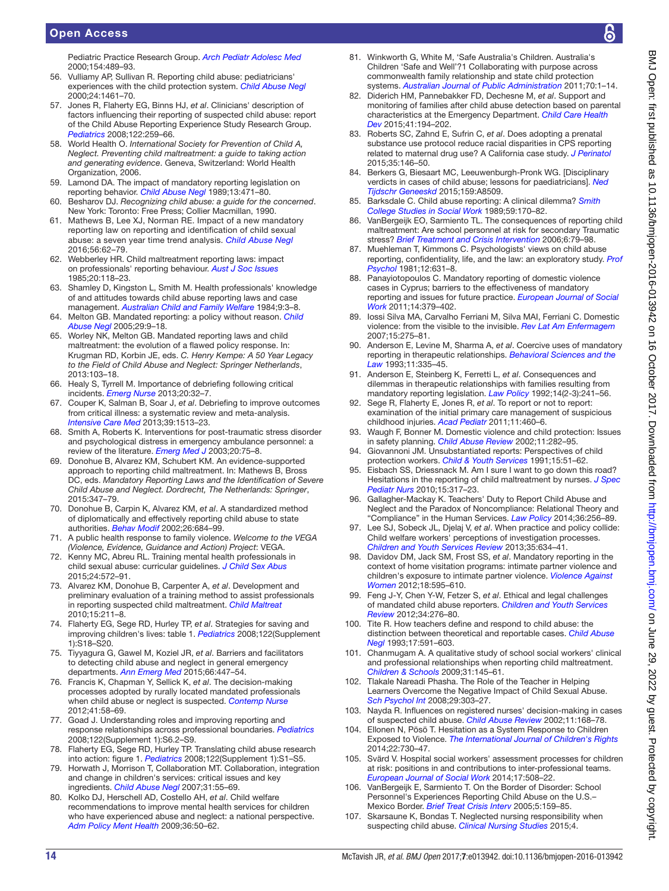Pediatric Practice Research Group. *Arch Pediatr Adolesc Med* 2000;154:489–93.

56. Vulliamy AP, Sullivan R. Reporting child abuse: pediatricians' experiences with the child protection system. *Child Abuse Negl* 2000;24:1461–70.
57. Jones R, Flaherty EG, Binns HJ, *et al*. Clinicians' description of factors influencing their reporting of suspected child abuse: report of the Child Abuse Reporting Experience Study Research Group. *Pediatrics* 2008;122:259–66.
58. World Health O. *International Society for Prevention of Child A, Neglect. Preventing child maltreatment: a guide to taking action and generating evidence*. Geneva, Switzerland: World Health Organization, 2006.
59. Lamond DA. The impact of mandatory reporting legislation on reporting behavior. *Child Abuse Negl* 1989;13:471–80.
60. Besharov DJ. *Recognizing child abuse: a guide for the concerned*. New York: Toronto: Free Press; Collier Macmillan, 1990.
61. Mathews B, Lee XJ, Norman RE. Impact of a new mandatory reporting law on reporting and identification of child sexual abuse: a seven year time trend analysis. *Child Abuse Negl* 2016;56:62–79.
62. Webberley HR. Child maltreatment reporting laws: impact on professionals' reporting behaviour. *Aust J Soc Issues* 1985;20:118–23.
63. Shamley D, Kingston L, Smith M. Health professionals' knowledge of and attitudes towards child abuse reporting laws and case management. *Australian Child and Family Welfare* 1984;9:3–8.
64. Melton GB. Mandated reporting: a policy without reason. *Child Abuse Negl* 2005;29:9–18.
65. Worley NK, Melton GB. Mandated reporting laws and child maltreatment: the evolution of a flawed policy response. In: Krugman RD, Korbin JE, eds. *C. Henry Kempe: A 50 Year Legacy to the Field of Child Abuse and Neglect: Springer Netherlands*, 2013:103–18.
66. Healy S, Tyrrell M. Importance of debriefing following critical incidents. *Emerg Nurse* 2013;20:32–7.
67. Couper K, Salman B, Soar J, *et al*. Debriefing to improve outcomes from critical illness: a systematic review and meta-analysis. *Intensive Care Med* 2013;39:1513–23.
68. Smith A, Roberts K. Interventions for post-traumatic stress disorder and psychological distress in emergency ambulance personnel: a review of the literature. *Emerg Med J* 2003;20:75–8.
69. Donohue B, Alvarez KM, Schubert KM. An evidence-supported approach to reporting child maltreatment. In: Mathews B, Bross DC, eds. *Mandatory Reporting Laws and the Identification of Severe Child Abuse and Neglect. Dordrecht, The Netherlands: Springer*, 2015:347–79.
70. Donohue B, Carpin K, Alvarez KM, *et al*. A standardized method of diplomatically and effectively reporting child abuse to state authorities. *Behav Modif* 2002;26:684–99.
71. A public health response to family violence. *Welcome to the VEGA (Violence, Evidence, Guidance and Action) Project*: VEGA.
72. Kenny MC, Abreu RL. Training mental health professionals in child sexual abuse: curricular guidelines. *J Child Sex Abus* 2015;24:572–91.
73. Alvarez KM, Donohue B, Carpenter A, *et al*. Development and preliminary evaluation of a training method to assist professionals in reporting suspected child maltreatment. *Child Maltreat* 2010;15:211–8.
74. Flaherty EG, Sege RD, Hurley TP, *et al*. Strategies for saving and improving children's lives: table 1. *Pediatrics* 2008;122(Supplement 1):S18–S20.
75. Tiyyagura G, Gawel M, Koziel JR, *et al*. Barriers and facilitators to detecting child abuse and neglect in general emergency departments. *Ann Emerg Med* 2015;66:447–54.
76. Francis K, Chapman Y, Sellick K, *et al*. The decision-making processes adopted by rurally located mandated professionals when child abuse or neglect is suspected. *Contemp Nurse* 2012;41:58–69.
77. Goad J. Understanding roles and improving reporting and response relationships across professional boundaries. *Pediatrics* 2008;122(Supplement 1):S6.2–S9.
78. Flaherty EG, Sege RD, Hurley TP. Translating child abuse research into action: figure 1. *Pediatrics* 2008;122(Supplement 1):S1–S5.
79. Horwath J, Morrison T. Collaboration, integration and change in children's services: critical issues and key ingredients. *Child Abuse Negl* 2007;31:55–69.
80. Kolko DJ, Herschell AD, Costello AH, *et al*. Child welfare recommendations to improve mental health services for children who have experienced abuse and neglect: a national perspective. *Adm Policy Ment Health* 2009;36:50–62.
81. Winkworth G, White M, 'Safe Australia's Children. Australia's Children 'Safe and Well'?1 Collaborating with purpose across commonwealth family relationship and state child protection systems. *Australian Journal of Public Administration* 2011;70:1–14.
82. Diderich HM, Pannebakker FD, Dechesne M, *et al*. Support and monitoring of families after child abuse detection based on parental characteristics at the Emergency Department. *Child Care Health Dev* 2015;41:194–202.
83. Roberts SC, Zahnd E, Sufrin C, *et al*. Does adopting a prenatal substance use protocol reduce racial disparities in CPS reporting related to maternal drug use? A California case study. *J Perinatol* 2015;35:146–50.
84. Berkers G, Biesaart MC, Leeuwenburgh-Pronk WG. [Disciplinary verdicts in cases of child abuse; lessons for paediatricians]. *Ned Tijdschr Geneeskd* 2015;159:A8509.
85. Barksdale C. Child abuse reporting: A clinical dilemma? *Smith College Studies in Social Work* 1989;59:170–82.
86. VanBergeijk EO, Sarmiento TL. The consequences of reporting child maltreatment: Are school personnel at risk for secondary Traumatic stress? *Brief Treatment and Crisis Intervention* 2006;6:79–98.
87. Muehleman T, Kimmons C. Psychologists' views on child abuse reporting, confidentiality, life, and the law: an exploratory study. *Prof Psychol* 1981;12:631–8.
88. Panayiotopoulos C. Mandatory reporting of domestic violence cases in Cyprus; barriers to the effectiveness of mandatory reporting and issues for future practice. *European Journal of Social Work* 2011;14:379–402.
89. Iossi Silva MA, Carvalho Ferriani M, Silva MAI, Ferriani C. Domestic violence: from the visible to the invisible. *Rev Lat Am Enfermagem* 2007;15:275–81.
90. Anderson E, Levine M, Sharma A, *et al*. Coercive uses of mandatory reporting in therapeutic relationships. *Behavioral Sciences and the Law* 1993;11:335–45.
91. Anderson E, Steinberg K, Ferretti L, *et al*. Consequences and dilemmas in therapeutic relationships with families resulting from mandatory reporting legislation. *Law Policy* 1992;14(2-3):241–56.
92. Sege R, Flaherty E, Jones R, *et al*. To report or not to report: examination of the initial primary care management of suspicious childhood injuries. *Acad Pediatr* 2011;11:460–6.
93. Waugh F, Bonner M. Domestic violence and child protection: Issues in safety planning. *Child Abuse Review* 2002;11:282–95.
94. Giovannoni JM. Unsubstantiated reports: Perspectives of child protection workers. *Child & Youth Services* 1991;15:51–62.
95. Eisbach SS, Driessnack M. Am I sure I want to go down this road? Hesitations in the reporting of child maltreatment by nurses. *J Spec Pediatr Nurs* 2010;15:317–23.
96. Gallagher-Mackay K. Teachers' Duty to Report Child Abuse and Neglect and the Paradox of Noncompliance: Relational Theory and "Compliance" in the Human Services. *Law Policy* 2014;36:256–89.
97. Lee SJ, Sobeck JL, Djelaj V, *et al*. When practice and policy collide: Child welfare workers' perceptions of investigation processes. *Children and Youth Services Review* 2013;35:634–41.
98. Davidov DM, Jack SM, Frost SS, *et al*. Mandatory reporting in the context of home visitation programs: intimate partner violence and children's exposure to intimate partner violence. *Violence Against Women* 2012;18:595–610.
99. Feng J-Y, Chen Y-W, Fetzer S, *et al*. Ethical and legal challenges of mandated child abuse reporters. *Children and Youth Services Review* 2012;34:276–80.
100. Tite R. How teachers define and respond to child abuse: the distinction between theoretical and reportable cases. *Child Abuse Negl* 1993;17:591–603.
101. Chanmugam A. A qualitative study of school social workers' clinical and professional relationships when reporting child maltreatment. *Children & Schools* 2009;31:145–61.
102. Tlakale Nareadi Phasha. The Role of the Teacher in Helping Learners Overcome the Negative Impact of Child Sexual Abuse. *Sch Psychol Int* 2008;29:303–27.
103. Nayda R. Influences on registered nurses' decision-making in cases of suspected child abuse. *Child Abuse Review* 2002;11:168–78.
104. Ellonen N, Pösö T. Hesitation as a System Response to Children Exposed to Violence. *The International Journal of Children's Rights* 2014;22:730–47.
105. Svärd V. Hospital social workers' assessment processes for children at risk: positions in and contributions to inter-professional teams. *European Journal of Social Work* 2014;17:508–22.
106. VanBergeijk E, Sarmiento T. On the Border of Disorder: School Personnel's Experiences Reporting Child Abuse on the U.S.–Mexico Border. *Brief Treat Crisis Interv* 2005;5:159–85.
107. Skarsaune K, Bondas T. Neglected nursing responsibility when suspecting child abuse. *Clinical Nursing Studies* 2015;4.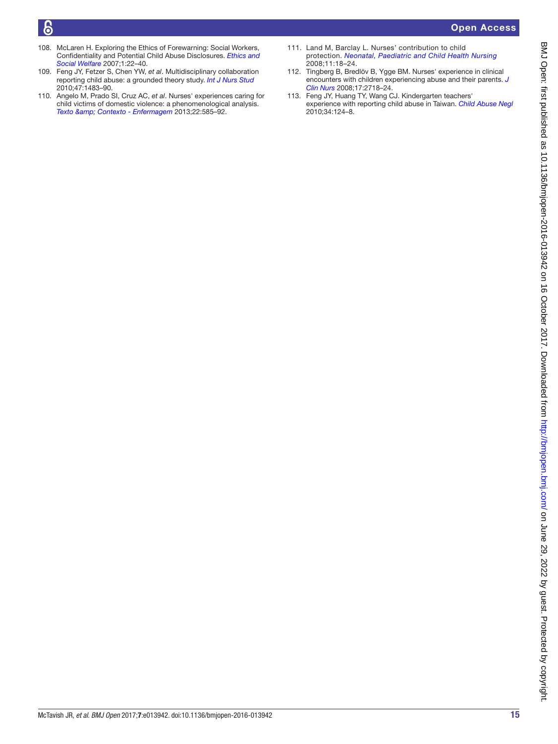108. McLaren H. Exploring the Ethics of Forewarning: Social Workers, Confidentiality and Potential Child Abuse Disclosures. *Ethics and Social Welfare* 2007;1:22–40.
109. Feng JY, Fetzer S, Chen YW, *et al*. Multidisciplinary collaboration reporting child abuse: a grounded theory study. *Int J Nurs Stud* 2010;47:1483–90.
110. Angelo M, Prado SI, Cruz AC, *et al*. Nurses' experiences caring for child victims of domestic violence: a phenomenological analysis. *Texto &amp; Contexto - Enfermagem* 2013;22:585–92.
111. Land M, Barclay L. Nurses' contribution to child protection. *Neonatal, Paediatric and Child Health Nursing* 2008;11:18–24.
112. Tingberg B, Bredlöv B, Ygge BM. Nurses' experience in clinical encounters with children experiencing abuse and their parents. *J Clin Nurs* 2008;17:2718–24.
113. Feng JY, Huang TY, Wang CJ. Kindergarten teachers' experience with reporting child abuse in Taiwan. *Child Abuse Negl* 2010;34:124–8.